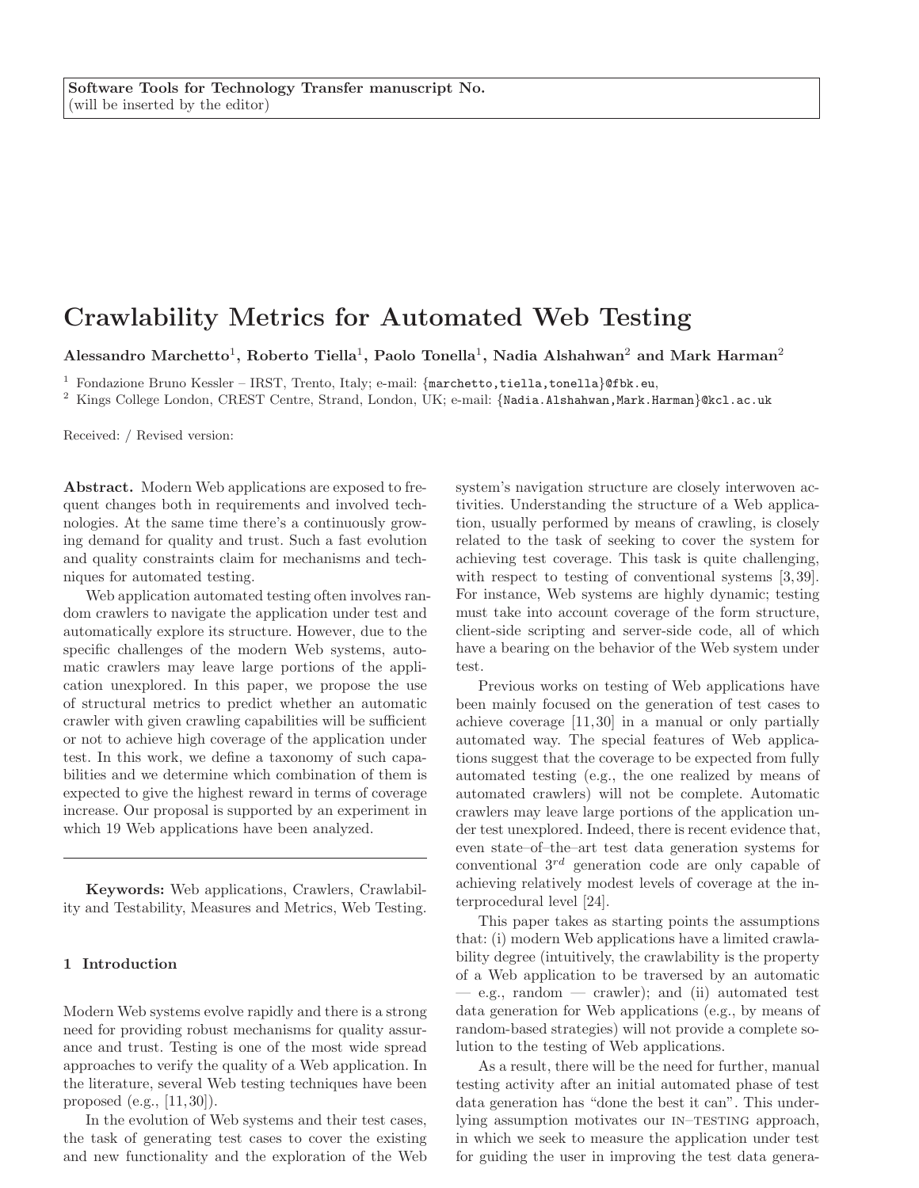**Software Tools for Technology Transfer manuscript No.**
(will be inserted by the editor)

# Crawlability Metrics for Automated Web Testing

**Alessandro Marchetto[1], Roberto Tiella[1], Paolo Tonella[1], Nadia Alshahwan[2] and Mark Harman[2]**

[1] Fondazione Bruno Kessler – IRST, Trento, Italy; e-mail: {marchetto,tiella,tonella}@fbk.eu,
[2] Kings College London, CREST Centre, Strand, London, UK; e-mail: {Nadia.Alshahwan,Mark.Harman}@kcl.ac.uk

Received: / Revised version:

**Abstract.** Modern Web applications are exposed to frequent changes both in requirements and involved technologies. At the same time there's a continuously growing demand for quality and trust. Such a fast evolution and quality constraints claim for mechanisms and techniques for automated testing.

Web application automated testing often involves random crawlers to navigate the application under test and automatically explore its structure. However, due to the specific challenges of the modern Web systems, automatic crawlers may leave large portions of the application unexplored. In this paper, we propose the use of structural metrics to predict whether an automatic crawler with given crawling capabilities will be sufficient or not to achieve high coverage of the application under test. In this work, we define a taxonomy of such capabilities and we determine which combination of them is expected to give the highest reward in terms of coverage increase. Our proposal is supported by an experiment in which 19 Web applications have been analyzed.

**Keywords:** Web applications, Crawlers, Crawlability and Testability, Measures and Metrics, Web Testing.

## 1 Introduction

Modern Web systems evolve rapidly and there is a strong need for providing robust mechanisms for quality assurance and trust. Testing is one of the most wide spread approaches to verify the quality of a Web application. In the literature, several Web testing techniques have been proposed (e.g., [11,30]).

In the evolution of Web systems and their test cases, the task of generating test cases to cover the existing and new functionality and the exploration of the Web system's navigation structure are closely interwoven activities. Understanding the structure of a Web application, usually performed by means of crawling, is closely related to the task of seeking to cover the system for achieving test coverage. This task is quite challenging, with respect to testing of conventional systems [3,39]. For instance, Web systems are highly dynamic; testing must take into account coverage of the form structure, client-side scripting and server-side code, all of which have a bearing on the behavior of the Web system under test.

Previous works on testing of Web applications have been mainly focused on the generation of test cases to achieve coverage [11,30] in a manual or only partially automated way. The special features of Web applications suggest that the coverage to be expected from fully automated testing (e.g., the one realized by means of automated crawlers) will not be complete. Automatic crawlers may leave large portions of the application under test unexplored. Indeed, there is recent evidence that, even state–of–the–art test data generation systems for conventional $3^{rd}$ generation code are only capable of achieving relatively modest levels of coverage at the interprocedural level [24].

This paper takes as starting points the assumptions that: (i) modern Web applications have a limited crawlability degree (intuitively, the crawlability is the property of a Web application to be traversed by an automatic — e.g., random — crawler); and (ii) automated test data generation for Web applications (e.g., by means of random-based strategies) will not provide a complete solution to the testing of Web applications.

As a result, there will be the need for further, manual testing activity after an initial automated phase of test data generation has "done the best it can". This underlying assumption motivates our IN–TESTING approach, in which we seek to measure the application under test for guiding the user in improving the test data genera-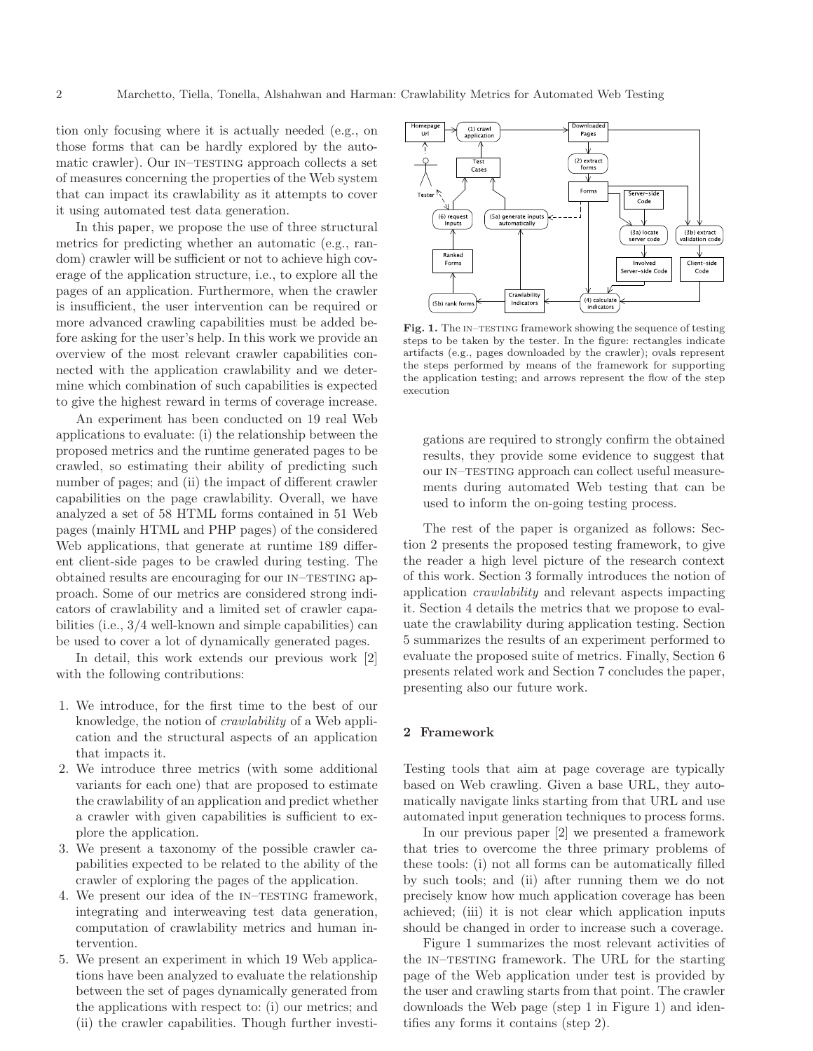tion only focusing where it is actually needed (e.g., on those forms that can be hardly explored by the automatic crawler). Our IN–TESTING approach collects a set of measures concerning the properties of the Web system that can impact its crawlability as it attempts to cover it using automated test data generation.

In this paper, we propose the use of three structural metrics for predicting whether an automatic (e.g., random) crawler will be sufficient or not to achieve high coverage of the application structure, i.e., to explore all the pages of an application. Furthermore, when the crawler is insufficient, the user intervention can be required or more advanced crawling capabilities must be added before asking for the user's help. In this work we provide an overview of the most relevant crawler capabilities connected with the application crawlability and we determine which combination of such capabilities is expected to give the highest reward in terms of coverage increase.

An experiment has been conducted on 19 real Web applications to evaluate: (i) the relationship between the proposed metrics and the runtime generated pages to be crawled, so estimating their ability of predicting such number of pages; and (ii) the impact of different crawler capabilities on the page crawlability. Overall, we have analyzed a set of 58 HTML forms contained in 51 Web pages (mainly HTML and PHP pages) of the considered Web applications, that generate at runtime 189 different client-side pages to be crawled during testing. The obtained results are encouraging for our IN–TESTING approach. Some of our metrics are considered strong indicators of crawlability and a limited set of crawler capabilities (i.e., 3/4 well-known and simple capabilities) can be used to cover a lot of dynamically generated pages.

In detail, this work extends our previous work [2] with the following contributions:

1. We introduce, for the first time to the best of our knowledge, the notion of *crawlability* of a Web application and the structural aspects of an application that impacts it.
2. We introduce three metrics (with some additional variants for each one) that are proposed to estimate the crawlability of an application and predict whether a crawler with given capabilities is sufficient to explore the application.
3. We present a taxonomy of the possible crawler capabilities expected to be related to the ability of the crawler of exploring the pages of the application.
4. We present our idea of the IN–TESTING framework, integrating and interweaving test data generation, computation of crawlability metrics and human intervention.
5. We present an experiment in which 19 Web applications have been analyzed to evaluate the relationship between the set of pages dynamically generated from the applications with respect to: (i) our metrics; and (ii) the crawler capabilities. Though further investigations are required to strongly confirm the obtained results, they provide some evidence to suggest that our IN–TESTING approach can collect useful measurements during automated Web testing that can be used to inform the on-going testing process.

**Fig. 1.** The IN–TESTING framework showing the sequence of testing steps to be taken by the tester. In the figure: rectangles indicate artifacts (e.g., pages downloaded by the crawler); ovals represent the steps performed by means of the framework for supporting the application testing; and arrows represent the flow of the step execution

The rest of the paper is organized as follows: Section 2 presents the proposed testing framework, to give the reader a high level picture of the research context of this work. Section 3 formally introduces the notion of application *crawlability* and relevant aspects impacting it. Section 4 details the metrics that we propose to evaluate the crawlability during application testing. Section 5 summarizes the results of an experiment performed to evaluate the proposed suite of metrics. Finally, Section 6 presents related work and Section 7 concludes the paper, presenting also our future work.

## 2 Framework

Testing tools that aim at page coverage are typically based on Web crawling. Given a base URL, they automatically navigate links starting from that URL and use automated input generation techniques to process forms.

In our previous paper [2] we presented a framework that tries to overcome the three primary problems of these tools: (i) not all forms can be automatically filled by such tools; and (ii) after running them we do not precisely know how much application coverage has been achieved; (iii) it is not clear which application inputs should be changed in order to increase such a coverage.

Figure 1 summarizes the most relevant activities of the IN–TESTING framework. The URL for the starting page of the Web application under test is provided by the user and crawling starts from that point. The crawler downloads the Web page (step 1 in Figure 1) and identifies any forms it contains (step 2).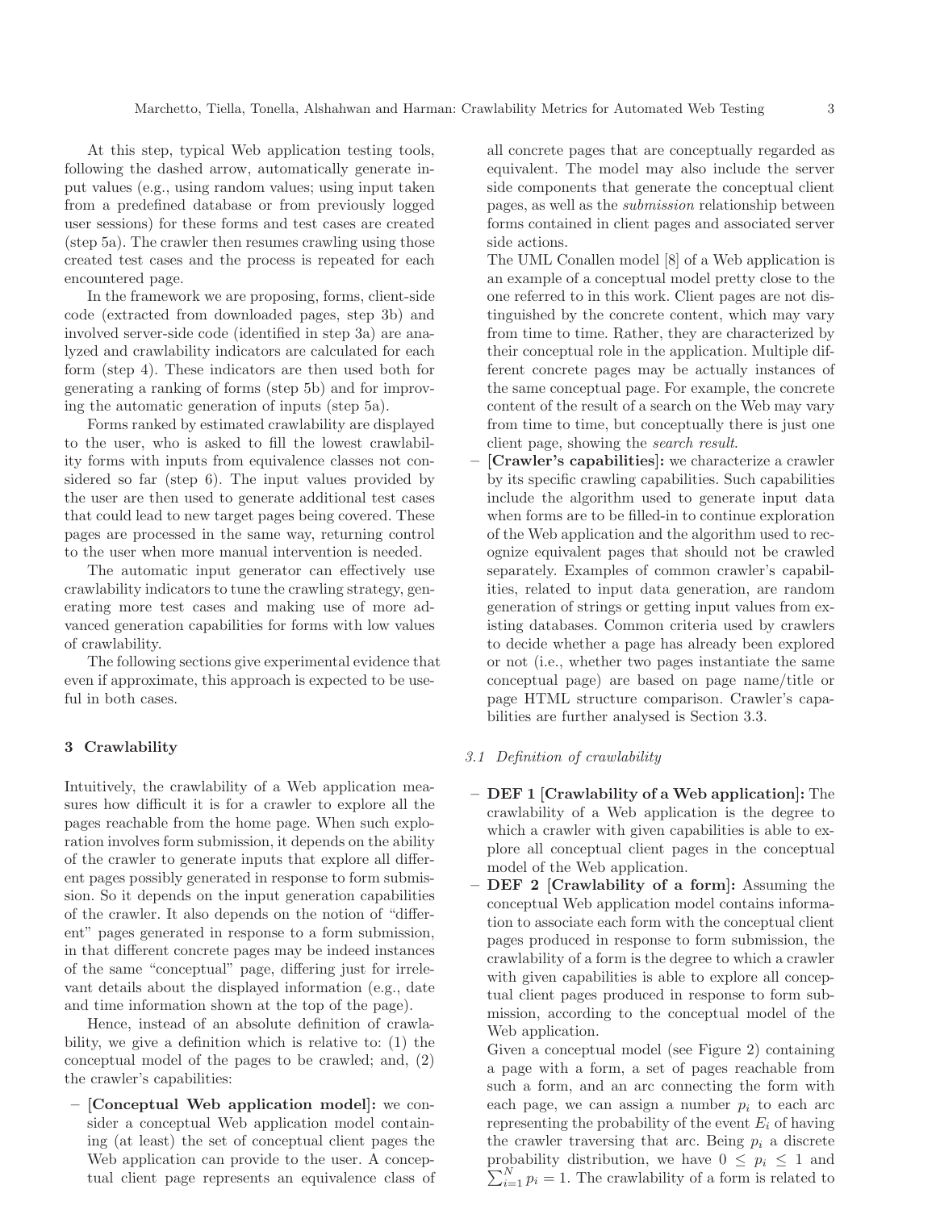At this step, typical Web application testing tools, following the dashed arrow, automatically generate input values (e.g., using random values; using input taken from a predefined database or from previously logged user sessions) for these forms and test cases are created (step 5a). The crawler then resumes crawling using those created test cases and the process is repeated for each encountered page.

In the framework we are proposing, forms, client-side code (extracted from downloaded pages, step 3b) and involved server-side code (identified in step 3a) are analyzed and crawlability indicators are calculated for each form (step 4). These indicators are then used both for generating a ranking of forms (step 5b) and for improving the automatic generation of inputs (step 5a).

Forms ranked by estimated crawlability are displayed to the user, who is asked to fill the lowest crawlability forms with inputs from equivalence classes not considered so far (step 6). The input values provided by the user are then used to generate additional test cases that could lead to new target pages being covered. These pages are processed in the same way, returning control to the user when more manual intervention is needed.

The automatic input generator can effectively use crawlability indicators to tune the crawling strategy, generating more test cases and making use of more advanced generation capabilities for forms with low values of crawlability.

The following sections give experimental evidence that even if approximate, this approach is expected to be useful in both cases.

## 3 Crawlability

Intuitively, the crawlability of a Web application measures how difficult it is for a crawler to explore all the pages reachable from the home page. When such exploration involves form submission, it depends on the ability of the crawler to generate inputs that explore all different pages possibly generated in response to form submission. So it depends on the input generation capabilities of the crawler. It also depends on the notion of "different" pages generated in response to a form submission, in that different concrete pages may be indeed instances of the same "conceptual" page, differing just for irrelevant details about the displayed information (e.g., date and time information shown at the top of the page).

Hence, instead of an absolute definition of crawlability, we give a definition which is relative to: (1) the conceptual model of the pages to be crawled; and, (2) the crawler's capabilities:

- **[Conceptual Web application model]:** we consider a conceptual Web application model containing (at least) the set of conceptual client pages the Web application can provide to the user. A conceptual client page represents an equivalence class of all concrete pages that are conceptually regarded as equivalent. The model may also include the server side components that generate the conceptual client pages, as well as the *submission* relationship between forms contained in client pages and associated server side actions.
  The UML Conallen model [8] of a Web application is an example of a conceptual model pretty close to the one referred to in this work. Client pages are not distinguished by the concrete content, which may vary from time to time. Rather, they are characterized by their conceptual role in the application. Multiple different concrete pages may be actually instances of the same conceptual page. For example, the concrete content of the result of a search on the Web may vary from time to time, but conceptually there is just one client page, showing the *search result*.
- **[Crawler's capabilities]:** we characterize a crawler by its specific crawling capabilities. Such capabilities include the algorithm used to generate input data when forms are to be filled-in to continue exploration of the Web application and the algorithm used to recognize equivalent pages that should not be crawled separately. Examples of common crawler's capabilities, related to input data generation, are random generation of strings or getting input values from existing databases. Common criteria used by crawlers to decide whether a page has already been explored or not (i.e., whether two pages instantiate the same conceptual page) are based on page name/title or page HTML structure comparison. Crawler's capabilities are further analysed is Section 3.3.

### 3.1 Definition of crawlability

- **DEF 1 [Crawlability of a Web application]:** The crawlability of a Web application is the degree to which a crawler with given capabilities is able to explore all conceptual client pages in the conceptual model of the Web application.
- **DEF 2 [Crawlability of a form]:** Assuming the conceptual Web application model contains information to associate each form with the conceptual client pages produced in response to form submission, the crawlability of a form is the degree to which a crawler with given capabilities is able to explore all conceptual client pages produced in response to form submission, according to the conceptual model of the Web application.
  Given a conceptual model (see Figure 2) containing a page with a form, a set of pages reachable from such a form, and an arc connecting the form with each page, we can assign a number $p_i$ to each arc representing the probability of the event $E_i$ of having the crawler traversing that arc. Being $p_i$ a discrete probability distribution, we have $0 \leq p_i \leq 1$ and $\sum_{i=1}^{N} p_i = 1$. The crawlability of a form is related to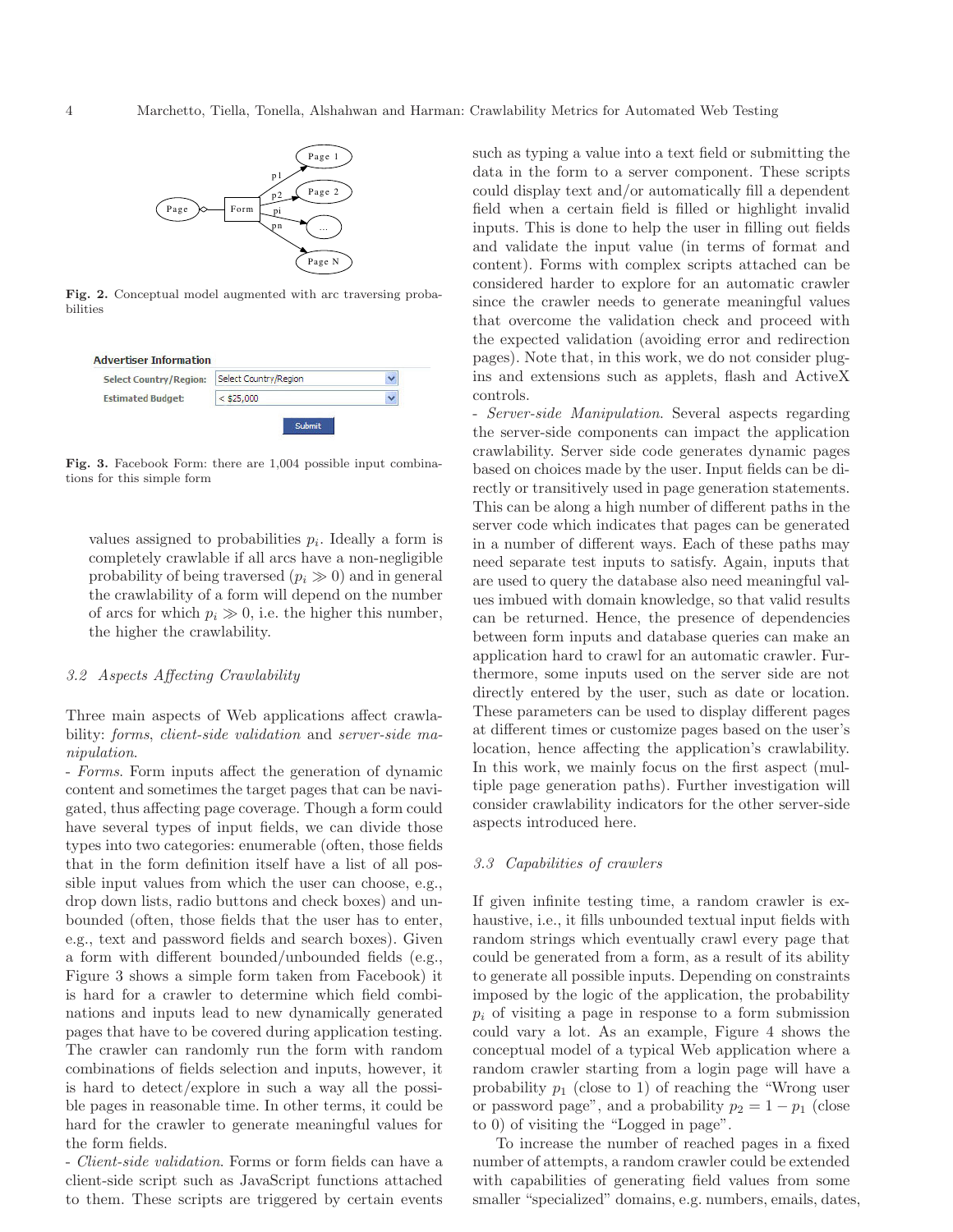Fig. 2. Conceptual model augmented with arc traversing probabilities

Fig. 3. Facebook Form: there are 1,004 possible input combinations for this simple form

values assigned to probabilities $p_i$. Ideally a form is completely crawlable if all arcs have a non-negligible probability of being traversed ($p_i \gg 0$) and in general the crawlability of a form will depend on the number of arcs for which $p_i \gg 0$, i.e. the higher this number, the higher the crawlability.

### *3.2 Aspects Affecting Crawlability*

Three main aspects of Web applications affect crawlability: *forms*, *client-side validation* and *server-side manipulation*.

- *Forms*. Form inputs affect the generation of dynamic content and sometimes the target pages that can be navigated, thus affecting page coverage. Though a form could have several types of input fields, we can divide those types into two categories: enumerable (often, those fields that in the form definition itself have a list of all possible input values from which the user can choose, e.g., drop down lists, radio buttons and check boxes) and unbounded (often, those fields that the user has to enter, e.g., text and password fields and search boxes). Given a form with different bounded/unbounded fields (e.g., Figure 3 shows a simple form taken from Facebook) it is hard for a crawler to determine which field combinations and inputs lead to new dynamically generated pages that have to be covered during application testing. The crawler can randomly run the form with random combinations of fields selection and inputs, however, it is hard to detect/explore in such a way all the possible pages in reasonable time. In other terms, it could be hard for the crawler to generate meaningful values for the form fields.

- *Client-side validation*. Forms or form fields can have a client-side script such as JavaScript functions attached to them. These scripts are triggered by certain events such as typing a value into a text field or submitting the data in the form to a server component. These scripts could display text and/or automatically fill a dependent field when a certain field is filled or highlight invalid inputs. This is done to help the user in filling out fields and validate the input value (in terms of format and content). Forms with complex scripts attached can be considered harder to explore for an automatic crawler since the crawler needs to generate meaningful values that overcome the validation check and proceed with the expected validation (avoiding error and redirection pages). Note that, in this work, we do not consider plug-ins and extensions such as applets, flash and ActiveX controls.

- *Server-side Manipulation*. Several aspects regarding the server-side components can impact the application crawlability. Server side code generates dynamic pages based on choices made by the user. Input fields can be directly or transitively used in page generation statements. This can be along a high number of different paths in the server code which indicates that pages can be generated in a number of different ways. Each of these paths may need separate test inputs to satisfy. Again, inputs that are used to query the database also need meaningful values imbued with domain knowledge, so that valid results can be returned. Hence, the presence of dependencies between form inputs and database queries can make an application hard to crawl for an automatic crawler. Furthermore, some inputs used on the server side are not directly entered by the user, such as date or location. These parameters can be used to display different pages at different times or customize pages based on the user's location, hence affecting the application's crawlability. In this work, we mainly focus on the first aspect (multiple page generation paths). Further investigation will consider crawlability indicators for the other server-side aspects introduced here.

### *3.3 Capabilities of crawlers*

If given infinite testing time, a random crawler is exhaustive, i.e., it fills unbounded textual input fields with random strings which eventually crawl every page that could be generated from a form, as a result of its ability to generate all possible inputs. Depending on constraints imposed by the logic of the application, the probability $p_i$ of visiting a page in response to a form submission could vary a lot. As an example, Figure 4 shows the conceptual model of a typical Web application where a random crawler starting from a login page will have a probability $p_1$ (close to 1) of reaching the "Wrong user or password page", and a probability $p_2 = 1 - p_1$ (close to 0) of visiting the "Logged in page".

To increase the number of reached pages in a fixed number of attempts, a random crawler could be extended with capabilities of generating field values from some smaller "specialized" domains, e.g. numbers, emails, dates,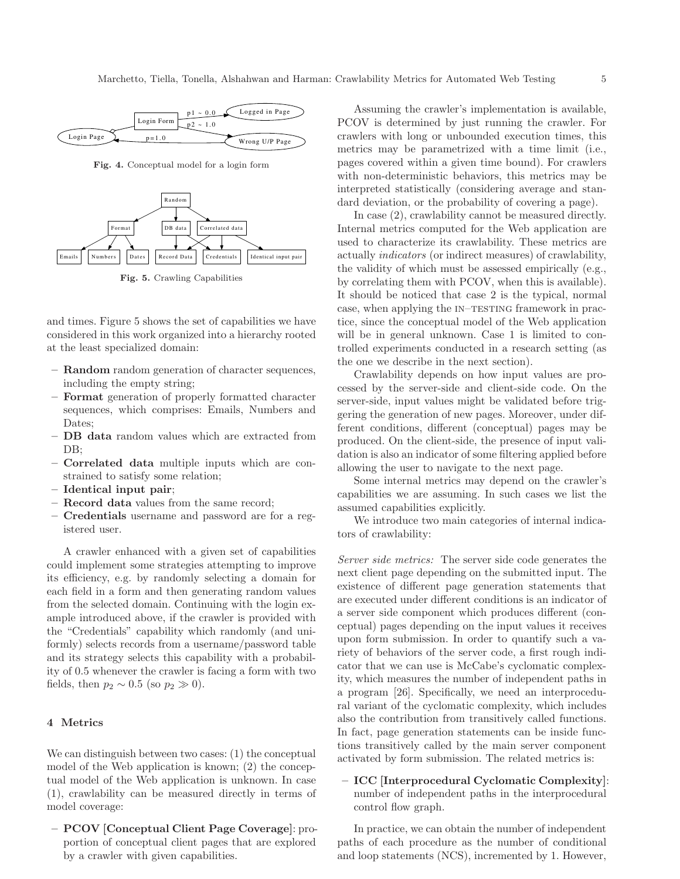Fig. 4. Conceptual model for a login form

Fig. 5. Crawling Capabilities

and times. Figure 5 shows the set of capabilities we have considered in this work organized into a hierarchy rooted at the least specialized domain:

- **Random** random generation of character sequences, including the empty string;
- **Format** generation of properly formatted character sequences, which comprises: Emails, Numbers and Dates;
- **DB data** random values which are extracted from DB;
- **Correlated data** multiple inputs which are constrained to satisfy some relation;
- **Identical input pair**;
- **Record data** values from the same record;
- **Credentials** username and password are for a registered user.

A crawler enhanced with a given set of capabilities could implement some strategies attempting to improve its efficiency, e.g. by randomly selecting a domain for each field in a form and then generating random values from the selected domain. Continuing with the login example introduced above, if the crawler is provided with the "Credentials" capability which randomly (and uniformly) selects records from a username/password table and its strategy selects this capability with a probability of 0.5 whenever the crawler is facing a form with two fields, then $p_2 \sim 0.5$ (so $p_2 \gg 0$).

## 4 Metrics

We can distinguish between two cases: (1) the conceptual model of the Web application is known; (2) the conceptual model of the Web application is unknown. In case (1), crawlability can be measured directly in terms of model coverage:

- **PCOV [Conceptual Client Page Coverage]**: proportion of conceptual client pages that are explored by a crawler with given capabilities.

Assuming the crawler's implementation is available, PCOV is determined by just running the crawler. For crawlers with long or unbounded execution times, this metrics may be parametrized with a time limit (i.e., pages covered within a given time bound). For crawlers with non-deterministic behaviors, this metrics may be interpreted statistically (considering average and standard deviation, or the probability of covering a page).

In case (2), crawlability cannot be measured directly. Internal metrics computed for the Web application are used to characterize its crawlability. These metrics are actually *indicators* (or indirect measures) of crawlability, the validity of which must be assessed empirically (e.g., by correlating them with PCOV, when this is available). It should be noticed that case 2 is the typical, normal case, when applying the IN–TESTING framework in practice, since the conceptual model of the Web application will be in general unknown. Case 1 is limited to controlled experiments conducted in a research setting (as the one we describe in the next section).

Crawlability depends on how input values are processed by the server-side and client-side code. On the server-side, input values might be validated before triggering the generation of new pages. Moreover, under different conditions, different (conceptual) pages may be produced. On the client-side, the presence of input validation is also an indicator of some filtering applied before allowing the user to navigate to the next page.

Some internal metrics may depend on the crawler's capabilities we are assuming. In such cases we list the assumed capabilities explicitly.

We introduce two main categories of internal indicators of crawlability:

*Server side metrics:* The server side code generates the next client page depending on the submitted input. The existence of different page generation statements that are executed under different conditions is an indicator of a server side component which produces different (conceptual) pages depending on the input values it receives upon form submission. In order to quantify such a variety of behaviors of the server code, a first rough indicator that we can use is McCabe's cyclomatic complexity, which measures the number of independent paths in a program [26]. Specifically, we need an interprocedural variant of the cyclomatic complexity, which includes also the contribution from transitively called functions. In fact, page generation statements can be inside functions transitively called by the main server component activated by form submission. The related metrics is:

- **ICC [Interprocedural Cyclomatic Complexity]**: number of independent paths in the interprocedural control flow graph.

In practice, we can obtain the number of independent paths of each procedure as the number of conditional and loop statements (NCS), incremented by 1. However,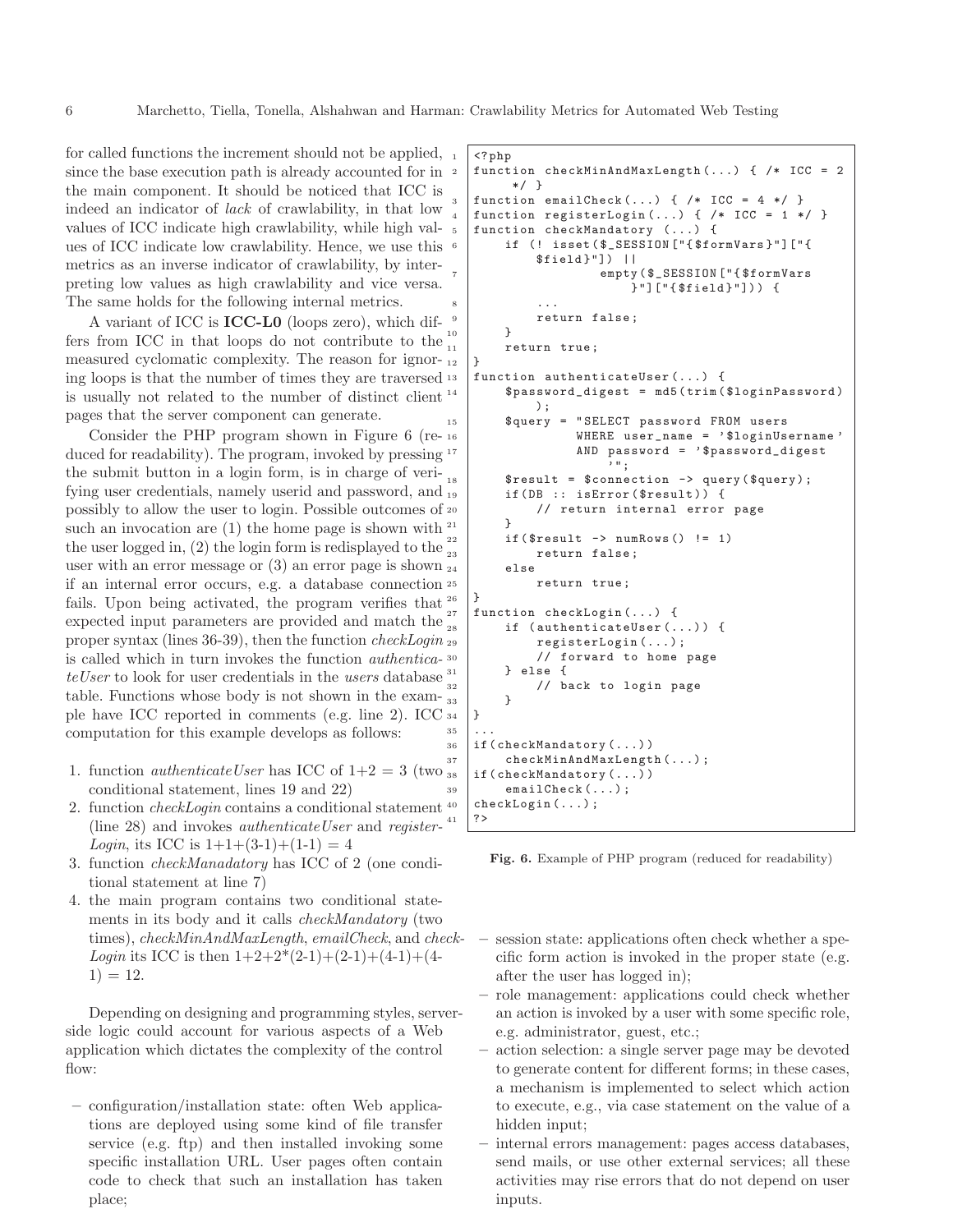for called functions the increment should not be applied, since the base execution path is already accounted for in the main component. It should be noticed that ICC is indeed an indicator of *lack* of crawlability, in that low values of ICC indicate high crawlability, while high values of ICC indicate low crawlability. Hence, we use this metrics as an inverse indicator of crawlability, by interpreting low values as high crawlability and vice versa. The same holds for the following internal metrics.

A variant of ICC is **ICC-L0** (loops zero), which differs from ICC in that loops do not contribute to the measured cyclomatic complexity. The reason for ignoring loops is that the number of times they are traversed is usually not related to the number of distinct client pages that the server component can generate.

Consider the PHP program shown in Figure 6 (reduced for readability). The program, invoked by pressing the submit button in a login form, is in charge of verifying user credentials, namely userid and password, and possibly to allow the user to login. Possible outcomes of such an invocation are (1) the home page is shown with the user logged in, (2) the login form is redisplayed to the user with an error message or (3) an error page is shown if an internal error occurs, e.g. a database connection fails. Upon being activated, the program verifies that expected input parameters are provided and match the proper syntax (lines 36-39), then the function *checkLogin* is called which in turn invokes the function *authenticateUser* to look for user credentials in the *users* database table. Functions whose body is not shown in the example have ICC reported in comments (e.g. line 2). ICC computation for this example develops as follows:

1. function *authenticateUser* has ICC of 1+2 = 3 (two conditional statement, lines 19 and 22)
2. function *checkLogin* contains a conditional statement (line 28) and invokes *authenticateUser* and *registerLogin*, its ICC is 1+1+(3-1)+(1-1) = 4
3. function *checkManadatory* has ICC of 2 (one conditional statement at line 7)
4. the main program contains two conditional statements in its body and it calls *checkMandatory* (two times), *checkMinAndMaxLength*, *emailCheck*, and *checkLogin* its ICC is then 1+2+2*(2-1)+(2-1)+(4-1)+(4-1) = 12.

```
1  <?php
2  function checkMinAndMaxLength(...) { /* ICC = 2
       */ }
3  function emailCheck(...) { /* ICC = 4 */ }
4  function registerLogin(...) { /* ICC = 1 */ }
5  function checkMandatory (...) {
6      if (! isset($_SESSION["{$formVars}"]["{
           $field}"]) ||
7                 empty($_SESSION["{$formVars
                     }"]["{$field}"])) {
8          ...
9          return false;
10     }
11     return true;
12 }
13 function authenticateUser(...) {
14     $password_digest = md5(trim($loginPassword)
           );
15     $query = "SELECT password FROM users
16               WHERE user_name = '$loginUsername'
17               AND password = '$password_digest
                     '";
18     $result = $connection -> query($query);
19     if(DB :: isError($result)) {
20         // return internal error page
21     }
22     if($result -> numRows() != 1)
23         return false;
24     else
25         return true;
26 }
27 function checkLogin(...) {
28     if (authenticateUser(...)) {
29         registerLogin(...);
30         // forward to home page
31     } else {
32         // back to login page
33     }
34 }
35 ...
36 if(checkMandatory(...))
37     checkMinAndMaxLength(...);
38 if(checkMandatory(...))
39     emailCheck(...);
40 checkLogin(...);
41 ?>
```

**Fig. 6.** Example of PHP program (reduced for readability)

Depending on designing and programming styles, server-side logic could account for various aspects of a Web application which dictates the complexity of the control flow:

- configuration/installation state: often Web applications are deployed using some kind of file transfer service (e.g. ftp) and then installed invoking some specific installation URL. User pages often contain code to check that such an installation has taken place;
- session state: applications often check whether a specific form action is invoked in the proper state (e.g. after the user has logged in);
- role management: applications could check whether an action is invoked by a user with some specific role, e.g. administrator, guest, etc.;
- action selection: a single server page may be devoted to generate content for different forms; in these cases, a mechanism is implemented to select which action to execute, e.g., via case statement on the value of a hidden input;
- internal errors management: pages access databases, send mails, or use other external services; all these activities may rise errors that do not depend on user inputs.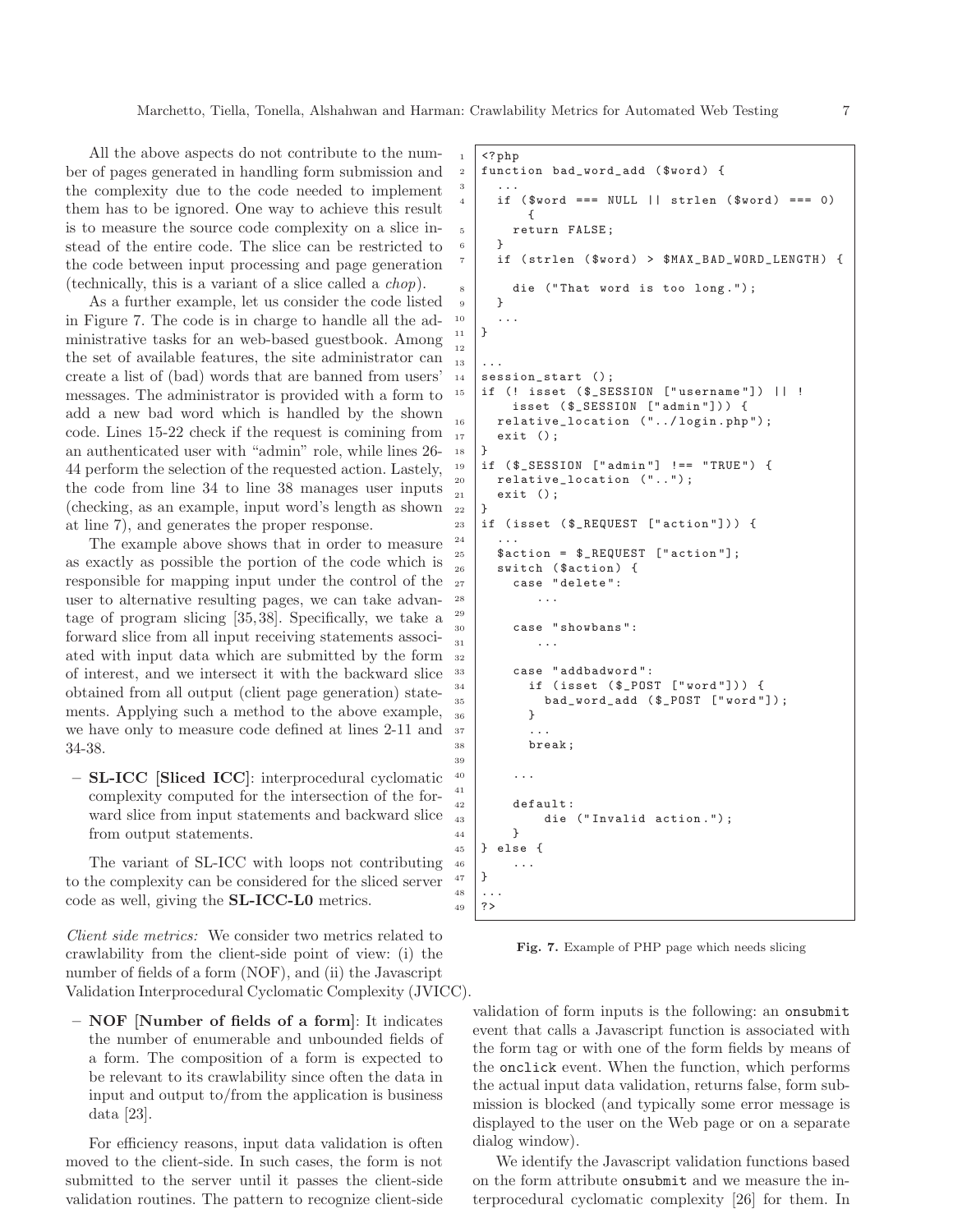All the above aspects do not contribute to the number of pages generated in handling form submission and the complexity due to the code needed to implement them has to be ignored. One way to achieve this result is to measure the source code complexity on a slice instead of the entire code. The slice can be restricted to the code between input processing and page generation (technically, this is a variant of a slice called a *chop*).

As a further example, let us consider the code listed in Figure 7. The code is in charge to handle all the administrative tasks for an web-based guestbook. Among the set of available features, the site administrator can create a list of (bad) words that are banned from users' messages. The administrator is provided with a form to add a new bad word which is handled by the shown code. Lines 15-22 check if the request is comining from an authenticated user with "admin" role, while lines 26-44 perform the selection of the requested action. Lastely, the code from line 34 to line 38 manages user inputs (checking, as an example, input word's length as shown at line 7), and generates the proper response.

The example above shows that in order to measure as exactly as possible the portion of the code which is responsible for mapping input under the control of the user to alternative resulting pages, we can take advantage of program slicing [35,38]. Specifically, we take a forward slice from all input receiving statements associated with input data which are submitted by the form of interest, and we intersect it with the backward slice obtained from all output (client page generation) statements. Applying such a method to the above example, we have only to measure code defined at lines 2-11 and 34-38.

- **SL-ICC [Sliced ICC]**: interprocedural cyclomatic complexity computed for the intersection of the forward slice from input statements and backward slice from output statements.

The variant of SL-ICC with loops not contributing to the complexity can be considered for the sliced server code as well, giving the **SL-ICC-L0** metrics.

```
1  <?php
2  function bad_word_add ($word) {
3    ...
4    if ($word === NULL || strlen ($word) === 0)
       {
5      return FALSE;
6    }
7    if (strlen ($word) > $MAX_BAD_WORD_LENGTH) {
8      die ("That word is too long.");
9    }
10   ...
11 }
12
13 ...
14 session_start ();
15 if (! isset ($_SESSION ["username"]) || !
       isset ($_SESSION ["admin"])) {
16   relative_location ("../login.php");
17   exit ();
18 }
19 if ($_SESSION ["admin"] !== "TRUE") {
20   relative_location ("..");
21   exit ();
22 }
23 if (isset ($_REQUEST ["action"])) {
24   ...
25   $action = $_REQUEST ["action"];
26   switch ($action) {
27     case "delete":
28        ...
29
30     case "showbans":
31        ...
32
33     case "addbadword":
34       if (isset ($_POST ["word"])) {
35         bad_word_add ($_POST ["word"]);
36       }
37       ...
38       break;
39
40     ...
41
42     default:
43         die ("Invalid action.");
44     }
45 } else {
46     ...
47 }
48 ...
49 ?>
```

**Fig. 7.** Example of PHP page which needs slicing

*Client side metrics:* We consider two metrics related to crawlability from the client-side point of view: (i) the number of fields of a form (NOF), and (ii) the Javascript Validation Interprocedural Cyclomatic Complexity (JVICC).

- **NOF [Number of fields of a form]**: It indicates the number of enumerable and unbounded fields of a form. The composition of a form is expected to be relevant to its crawlability since often the data in input and output to/from the application is business data [23].

For efficiency reasons, input data validation is often moved to the client-side. In such cases, the form is not submitted to the server until it passes the client-side validation routines. The pattern to recognize client-side validation of form inputs is the following: an `onsubmit` event that calls a Javascript function is associated with the form tag or with one of the form fields by means of the `onclick` event. When the function, which performs the actual input data validation, returns false, form submission is blocked (and typically some error message is displayed to the user on the Web page or on a separate dialog window).

We identify the Javascript validation functions based on the form attribute `onsubmit` and we measure the interprocedural cyclomatic complexity [26] for them. In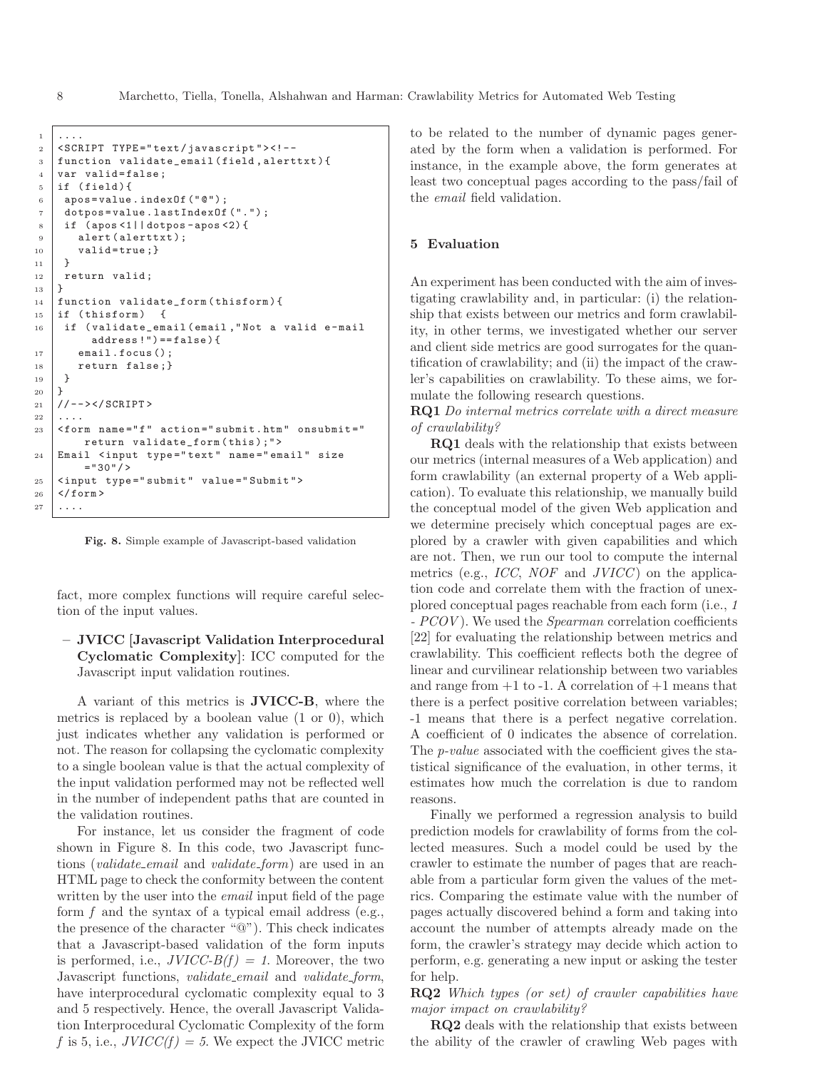```
....
<SCRIPT TYPE="text/javascript"><!--
function validate_email(field,alerttxt){
var valid=false;
if (field){
 apos=value.indexOf("@");
 dotpos=value.lastIndexOf(".");
 if (apos<1||dotpos-apos<2){
   alert(alerttxt);
   valid=true;}
 }
 return valid;
}
function validate_form(thisform){
if (thisform)  {
 if (validate_email(email,"Not a valid e-mail
     address!")==false){
   email.focus();
   return false;}
 }
}
//--></SCRIPT>
....
<form name="f" action="submit.htm" onsubmit="
    return validate_form(this);">
Email <input type="text" name="email" size
    ="30"/>
<input type="submit" value="Submit">
</form>
....
```

**Fig. 8.** Simple example of Javascript-based validation

fact, more complex functions will require careful selection of the input values.

– **JVICC [Javascript Validation Interprocedural Cyclomatic Complexity]**: ICC computed for the Javascript input validation routines.

A variant of this metrics is **JVICC-B**, where the metrics is replaced by a boolean value (1 or 0), which just indicates whether any validation is performed or not. The reason for collapsing the cyclomatic complexity to a single boolean value is that the actual complexity of the input validation performed may not be reflected well in the number of independent paths that are counted in the validation routines.

For instance, let us consider the fragment of code shown in Figure 8. In this code, two Javascript functions (*validate_email* and *validate_form*) are used in an HTML page to check the conformity between the content written by the user into the *email* input field of the page form *f* and the syntax of a typical email address (e.g., the presence of the character "@"). This check indicates that a Javascript-based validation of the form inputs is performed, i.e., *JVICC-B(f) = 1.* Moreover, the two Javascript functions, *validate_email* and *validate_form*, have interprocedural cyclomatic complexity equal to 3 and 5 respectively. Hence, the overall Javascript Validation Interprocedural Cyclomatic Complexity of the form *f* is 5, i.e., *JVICC(f) = 5.* We expect the JVICC metric to be related to the number of dynamic pages generated by the form when a validation is performed. For instance, in the example above, the form generates at least two conceptual pages according to the pass/fail of the *email* field validation.

## 5 Evaluation

An experiment has been conducted with the aim of investigating crawlability and, in particular: (i) the relationship that exists between our metrics and form crawlability, in other terms, we investigated whether our server and client side metrics are good surrogates for the quantification of crawlability; and (ii) the impact of the crawler's capabilities on crawlability. To these aims, we formulate the following research questions.

**RQ1** *Do internal metrics correlate with a direct measure of crawlability?*

**RQ1** deals with the relationship that exists between our metrics (internal measures of a Web application) and form crawlability (an external property of a Web application). To evaluate this relationship, we manually build the conceptual model of the given Web application and we determine precisely which conceptual pages are explored by a crawler with given capabilities and which are not. Then, we run our tool to compute the internal metrics (e.g., *ICC*, *NOF* and *JVICC*) on the application code and correlate them with the fraction of unexplored conceptual pages reachable from each form (i.e., *1 - PCOV*). We used the *Spearman* correlation coefficients [22] for evaluating the relationship between metrics and crawlability. This coefficient reflects both the degree of linear and curvilinear relationship between two variables and range from +1 to -1. A correlation of +1 means that there is a perfect positive correlation between variables; -1 means that there is a perfect negative correlation. A coefficient of 0 indicates the absence of correlation. The *p-value* associated with the coefficient gives the statistical significance of the evaluation, in other terms, it estimates how much the correlation is due to random reasons.

Finally we performed a regression analysis to build prediction models for crawlability of forms from the collected measures. Such a model could be used by the crawler to estimate the number of pages that are reachable from a particular form given the values of the metrics. Comparing the estimate value with the number of pages actually discovered behind a form and taking into account the number of attempts already made on the form, the crawler's strategy may decide which action to perform, e.g. generating a new input or asking the tester for help.

**RQ2** *Which types (or set) of crawler capabilities have major impact on crawlability?*

**RQ2** deals with the relationship that exists between the ability of the crawler of crawling Web pages with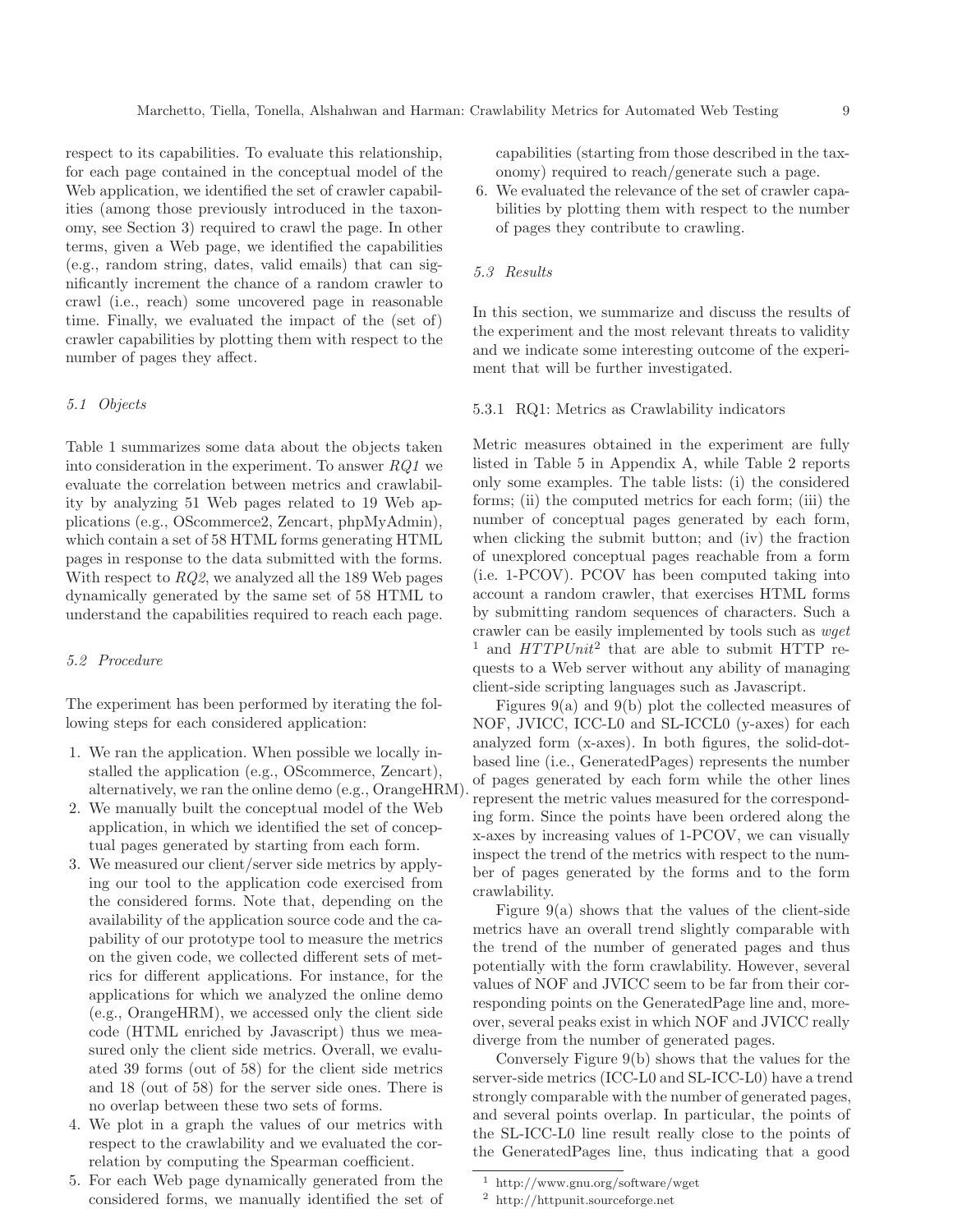respect to its capabilities. To evaluate this relationship, for each page contained in the conceptual model of the Web application, we identified the set of crawler capabilities (among those previously introduced in the taxonomy, see Section 3) required to crawl the page. In other terms, given a Web page, we identified the capabilities (e.g., random string, dates, valid emails) that can significantly increment the chance of a random crawler to crawl (i.e., reach) some uncovered page in reasonable time. Finally, we evaluated the impact of the (set of) crawler capabilities by plotting them with respect to the number of pages they affect.

### *5.1 Objects*

Table 1 summarizes some data about the objects taken into consideration in the experiment. To answer *RQ1* we evaluate the correlation between metrics and crawlability by analyzing 51 Web pages related to 19 Web applications (e.g., OScommerce2, Zencart, phpMyAdmin), which contain a set of 58 HTML forms generating HTML pages in response to the data submitted with the forms. With respect to *RQ2*, we analyzed all the 189 Web pages dynamically generated by the same set of 58 HTML to understand the capabilities required to reach each page.

### *5.2 Procedure*

The experiment has been performed by iterating the following steps for each considered application:

1. We ran the application. When possible we locally installed the application (e.g., OScommerce, Zencart), alternatively, we ran the online demo (e.g., OrangeHRM).
2. We manually built the conceptual model of the Web application, in which we identified the set of conceptual pages generated by starting from each form.
3. We measured our client/server side metrics by applying our tool to the application code exercised from the considered forms. Note that, depending on the availability of the application source code and the capability of our prototype tool to measure the metrics on the given code, we collected different sets of metrics for different applications. For instance, for the applications for which we analyzed the online demo (e.g., OrangeHRM), we accessed only the client side code (HTML enriched by Javascript) thus we measured only the client side metrics. Overall, we evaluated 39 forms (out of 58) for the client side metrics and 18 (out of 58) for the server side ones. There is no overlap between these two sets of forms.
4. We plot in a graph the values of our metrics with respect to the crawlability and we evaluated the correlation by computing the Spearman coefficient.
5. For each Web page dynamically generated from the considered forms, we manually identified the set of capabilities (starting from those described in the taxonomy) required to reach/generate such a page.
6. We evaluated the relevance of the set of crawler capabilities by plotting them with respect to the number of pages they contribute to crawling.

### *5.3 Results*

In this section, we summarize and discuss the results of the experiment and the most relevant threats to validity and we indicate some interesting outcome of the experiment that will be further investigated.

#### 5.3.1 RQ1: Metrics as Crawlability indicators

Metric measures obtained in the experiment are fully listed in Table 5 in Appendix A, while Table 2 reports only some examples. The table lists: (i) the considered forms; (ii) the computed metrics for each form; (iii) the number of conceptual pages generated by each form, when clicking the submit button; and (iv) the fraction of unexplored conceptual pages reachable from a form (i.e. 1-PCOV). PCOV has been computed taking into account a random crawler, that exercises HTML forms by submitting random sequences of characters. Such a crawler can be easily implemented by tools such as *wget* [1] and *HTTPUnit*[2] that are able to submit HTTP requests to a Web server without any ability of managing client-side scripting languages such as Javascript.

Figures 9(a) and 9(b) plot the collected measures of NOF, JVICC, ICC-L0 and SL-ICCL0 (y-axes) for each analyzed form (x-axes). In both figures, the solid-dot-based line (i.e., GeneratedPages) represents the number of pages generated by each form while the other lines represent the metric values measured for the corresponding form. Since the points have been ordered along the x-axes by increasing values of 1-PCOV, we can visually inspect the trend of the metrics with respect to the number of pages generated by the forms and to the form crawlability.

Figure 9(a) shows that the values of the client-side metrics have an overall trend slightly comparable with the trend of the number of generated pages and thus potentially with the form crawlability. However, several values of NOF and JVICC seem to be far from their corresponding points on the GeneratedPage line and, moreover, several peaks exist in which NOF and JVICC really diverge from the number of generated pages.

Conversely Figure 9(b) shows that the values for the server-side metrics (ICC-L0 and SL-ICC-L0) have a trend strongly comparable with the number of generated pages, and several points overlap. In particular, the points of the SL-ICC-L0 line result really close to the points of the GeneratedPages line, thus indicating that a good

[1] http://www.gnu.org/software/wget

[2] http://httpunit.sourceforge.net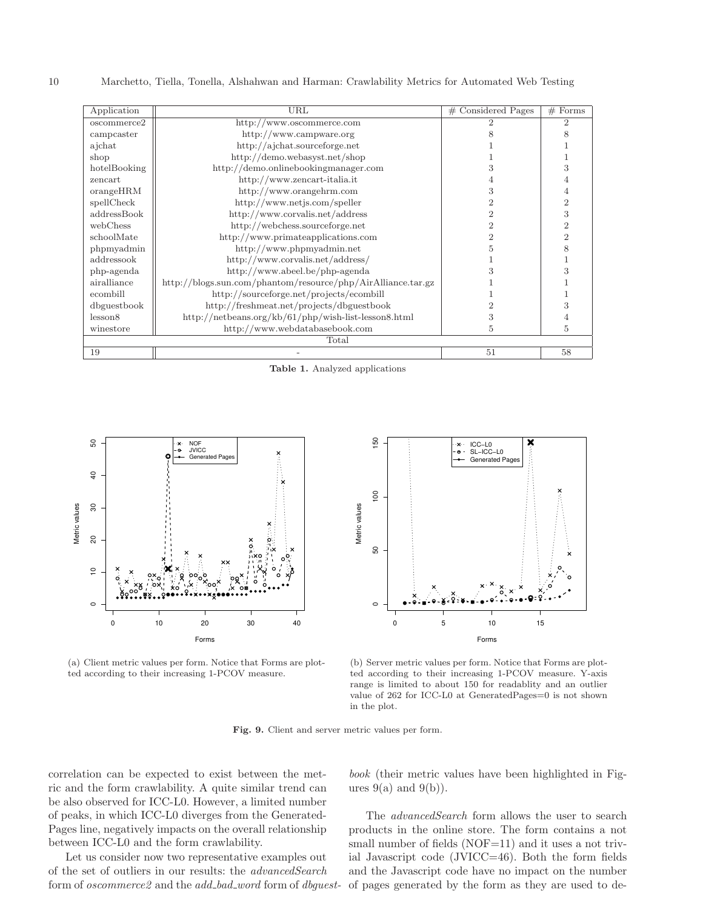| Application | URL | # Considered Pages | # Forms |
|---|---|---|---|
| oscommerce2 | http://www.oscommerce.com | 2 | 2 |
| campcaster | http://www.campware.org | 8 | 8 |
| ajchat | http://ajchat.sourceforge.net | 1 | 1 |
| shop | http://demo.webasyst.net/shop | 1 | 1 |
| hotelBooking | http://demo.onlinebookingmanager.com | 3 | 3 |
| zencart | http://www.zencart-italia.it | 4 | 4 |
| orangeHRM | http://www.orangehrm.com | 3 | 4 |
| spellCheck | http://www.netjs.com/speller | 2 | 2 |
| addressBook | http://www.corvalis.net/address | 2 | 3 |
| webChess | http://webchess.sourceforge.net | 2 | 2 |
| schoolMate | http://www.primateapplications.com | 2 | 2 |
| phpmyadmin | http://www.phpmyadmin.net | 5 | 8 |
| addressook | http://www.corvalis.net/address/ | 1 | 1 |
| php-agenda | http://www.abeel.be/php-agenda | 3 | 3 |
| airalliance | http://blogs.sun.com/phantom/resource/php/AirAlliance.tar.gz | 1 | 1 |
| ecombill | http://sourceforge.net/projects/ecombill | 1 | 1 |
| dbguestbook | http://freshmeat.net/projects/dbguestbook | 2 | 3 |
| lesson8 | http://netbeans.org/kb/61/php/wish-list-lesson8.html | 3 | 4 |
| winestore | http://www.webdatabasebook.com | 5 | 5 |
| Total | | | |
| 19 | - | 51 | 58 |

**Table 1.** Analyzed applications

(a) Client metric values per form. Notice that Forms are plotted according to their increasing 1-PCOV measure.

(b) Server metric values per form. Notice that Forms are plotted according to their increasing 1-PCOV measure. Y-axis range is limited to about 150 for readablity and an outlier value of 262 for ICC-L0 at GeneratedPages=0 is not shown in the plot.

**Fig. 9.** Client and server metric values per form.

correlation can be expected to exist between the metric and the form crawlability. A quite similar trend can be also observed for ICC-L0. However, a limited number of peaks, in which ICC-L0 diverges from the Generated-Pages line, negatively impacts on the overall relationship between ICC-L0 and the form crawlability.

Let us consider now two representative examples out of the set of outliers in our results: the *advancedSearch* form of *oscommerce2* and the *add_bad_word* form of *dbguestbook* (their metric values have been highlighted in Figures 9(a) and 9(b)).

The *advancedSearch* form allows the user to search products in the online store. The form contains a not small number of fields (NOF=11) and it uses a not trivial Javascript code (JVICC=46). Both the form fields and the Javascript code have no impact on the number of pages generated by the form as they are used to de-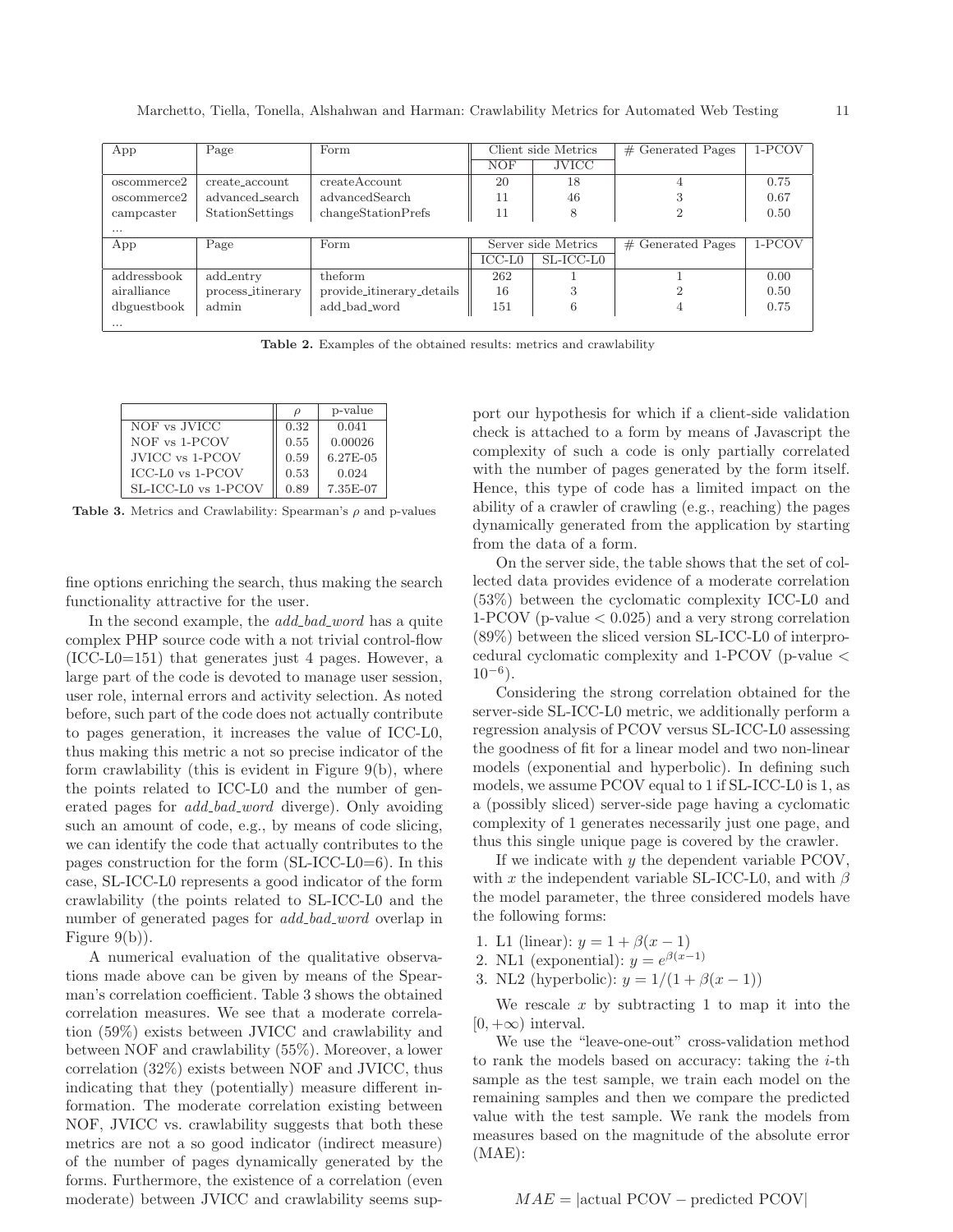| App | Page | Form | Client side Metrics | | # Generated Pages | 1-PCOV |
|---|---|---|---|---|---|---|
| | | | NOF | JVICC | | |
| oscommerce2 | create_account | createAccount | 20 | 18 | 4 | 0.75 |
| oscommerce2 | advanced_search | advancedSearch | 11 | 46 | 3 | 0.67 |
| campcaster | StationSettings | changeStationPrefs | 11 | 8 | 2 | 0.50 |
| ... | | | | | | |
| App | Page | Form | Server side Metrics | | # Generated Pages | 1-PCOV |
| | | | ICC-L0 | SL-ICC-L0 | | |
| addressbook | add_entry | theform | 262 | 1 | 1 | 0.00 |
| airalliance | process_itinerary | provide_itinerary_details | 16 | 3 | 2 | 0.50 |
| dbguestbook | admin | add_bad_word | 151 | 6 | 4 | 0.75 |
| ... | | | | | | |

**Table 2.** Examples of the obtained results: metrics and crawlability

| | $\rho$ | p-value |
|---|---|---|
| NOF vs JVICC | 0.32 | 0.041 |
| NOF vs 1-PCOV | 0.55 | 0.00026 |
| JVICC vs 1-PCOV | 0.59 | 6.27E-05 |
| ICC-L0 vs 1-PCOV | 0.53 | 0.024 |
| SL-ICC-L0 vs 1-PCOV | 0.89 | 7.35E-07 |

**Table 3.** Metrics and Crawlability: Spearman's $\rho$ and p-values

fine options enriching the search, thus making the search functionality attractive for the user.

In the second example, the *add_bad_word* has a quite complex PHP source code with a not trivial control-flow (ICC-L0=151) that generates just 4 pages. However, a large part of the code is devoted to manage user session, user role, internal errors and activity selection. As noted before, such part of the code does not actually contribute to pages generation, it increases the value of ICC-L0, thus making this metric a not so precise indicator of the form crawlability (this is evident in Figure 9(b), where the points related to ICC-L0 and the number of generated pages for *add_bad_word* diverge). Only avoiding such an amount of code, e.g., by means of code slicing, we can identify the code that actually contributes to the pages construction for the form (SL-ICC-L0=6). In this case, SL-ICC-L0 represents a good indicator of the form crawlability (the points related to SL-ICC-L0 and the number of generated pages for *add_bad_word* overlap in Figure 9(b)).

A numerical evaluation of the qualitative observations made above can be given by means of the Spearman's correlation coefficient. Table 3 shows the obtained correlation measures. We see that a moderate correlation (59%) exists between JVICC and crawlability and between NOF and crawlability (55%). Moreover, a lower correlation (32%) exists between NOF and JVICC, thus indicating that they (potentially) measure different information. The moderate correlation existing between NOF, JVICC vs. crawlability suggests that both these metrics are not a so good indicator (indirect measure) of the number of pages dynamically generated by the forms. Furthermore, the existence of a correlation (even moderate) between JVICC and crawlability seems support our hypothesis for which if a client-side validation check is attached to a form by means of Javascript the complexity of such a code is only partially correlated with the number of pages generated by the form itself. Hence, this type of code has a limited impact on the ability of a crawler of crawling (e.g., reaching) the pages dynamically generated from the application by starting from the data of a form.

On the server side, the table shows that the set of collected data provides evidence of a moderate correlation (53%) between the cyclomatic complexity ICC-L0 and 1-PCOV (p-value $< 0.025$) and a very strong correlation (89%) between the sliced version SL-ICC-L0 of interprocedural cyclomatic complexity and 1-PCOV (p-value $< 10^{-6}$).

Considering the strong correlation obtained for the server-side SL-ICC-L0 metric, we additionally perform a regression analysis of PCOV versus SL-ICC-L0 assessing the goodness of fit for a linear model and two non-linear models (exponential and hyperbolic). In defining such models, we assume PCOV equal to 1 if SL-ICC-L0 is 1, as a (possibly sliced) server-side page having a cyclomatic complexity of 1 generates necessarily just one page, and thus this single unique page is covered by the crawler.

If we indicate with $y$ the dependent variable PCOV, with $x$ the independent variable SL-ICC-L0, and with $\beta$ the model parameter, the three considered models have the following forms:

1. L1 (linear): $y = 1 + \beta(x - 1)$
2. NL1 (exponential): $y = e^{\beta(x-1)}$
3. NL2 (hyperbolic): $y = 1/(1 + \beta(x - 1))$

We rescale $x$ by subtracting 1 to map it into the $[0, +\infty)$ interval.

We use the "leave-one-out" cross-validation method to rank the models based on accuracy: taking the $i$-th sample as the test sample, we train each model on the remaining samples and then we compare the predicted value with the test sample. We rank the models from measures based on the magnitude of the absolute error (MAE):

$$MAE = |\text{actual PCOV} - \text{predicted PCOV}|$$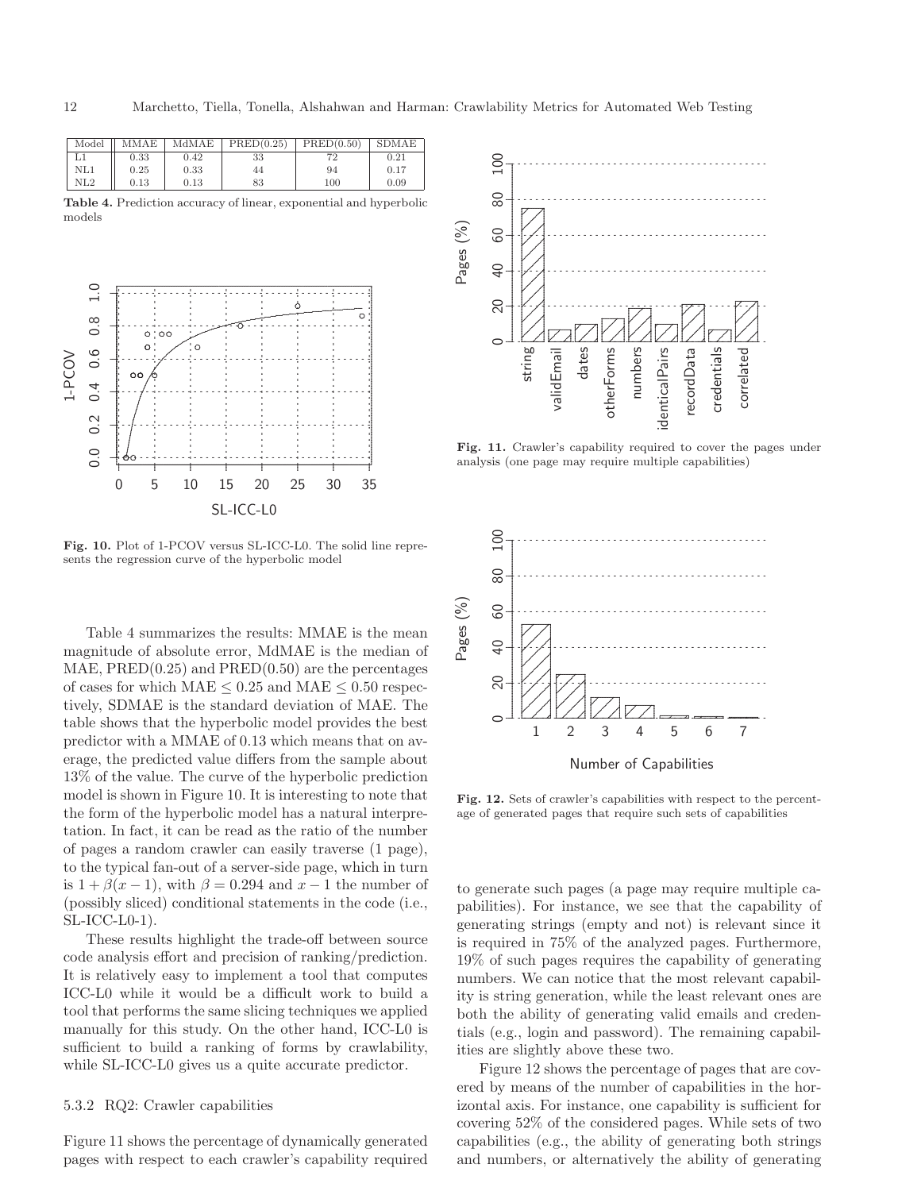| Model | MMAE | MdMAE | PRED(0.25) | PRED(0.50) | SDMAE |
|---|---|---|---|---|---|
| L1 | 0.33 | 0.42 | 33 | 72 | 0.21 |
| NL1 | 0.25 | 0.33 | 44 | 94 | 0.17 |
| NL2 | 0.13 | 0.13 | 83 | 100 | 0.09 |

**Table 4.** Prediction accuracy of linear, exponential and hyperbolic models

**Fig. 10.** Plot of 1-PCOV versus SL-ICC-L0. The solid line represents the regression curve of the hyperbolic model

Table 4 summarizes the results: MMAE is the mean magnitude of absolute error, MdMAE is the median of MAE, PRED(0.25) and PRED(0.50) are the percentages of cases for which MAE $\leq 0.25$ and MAE $\leq 0.50$ respectively, SDMAE is the standard deviation of MAE. The table shows that the hyperbolic model provides the best predictor with a MMAE of 0.13 which means that on average, the predicted value differs from the sample about 13% of the value. The curve of the hyperbolic prediction model is shown in Figure 10. It is interesting to note that the form of the hyperbolic model has a natural interpretation. In fact, it can be read as the ratio of the number of pages a random crawler can easily traverse (1 page), to the typical fan-out of a server-side page, which in turn is $1 + \beta(x - 1)$, with $\beta = 0.294$ and $x - 1$ the number of (possibly sliced) conditional statements in the code (i.e., SL-ICC-L0-1).

These results highlight the trade-off between source code analysis effort and precision of ranking/prediction. It is relatively easy to implement a tool that computes ICC-L0 while it would be a difficult work to build a tool that performs the same slicing techniques we applied manually for this study. On the other hand, ICC-L0 is sufficient to build a ranking of forms by crawlability, while SL-ICC-L0 gives us a quite accurate predictor.

### 5.3.2 RQ2: Crawler capabilities

Figure 11 shows the percentage of dynamically generated pages with respect to each crawler's capability required to generate such pages (a page may require multiple capabilities). For instance, we see that the capability of generating strings (empty and not) is relevant since it is required in 75% of the analyzed pages. Furthermore, 19% of such pages requires the capability of generating numbers. We can notice that the most relevant capability is string generation, while the least relevant ones are both the ability of generating valid emails and credentials (e.g., login and password). The remaining capabilities are slightly above these two.

**Fig. 11.** Crawler's capability required to cover the pages under analysis (one page may require multiple capabilities)

**Fig. 12.** Sets of crawler's capabilities with respect to the percentage of generated pages that require such sets of capabilities

Figure 12 shows the percentage of pages that are covered by means of the number of capabilities in the horizontal axis. For instance, one capability is sufficient for covering 52% of the considered pages. While sets of two capabilities (e.g., the ability of generating both strings and numbers, or alternatively the ability of generating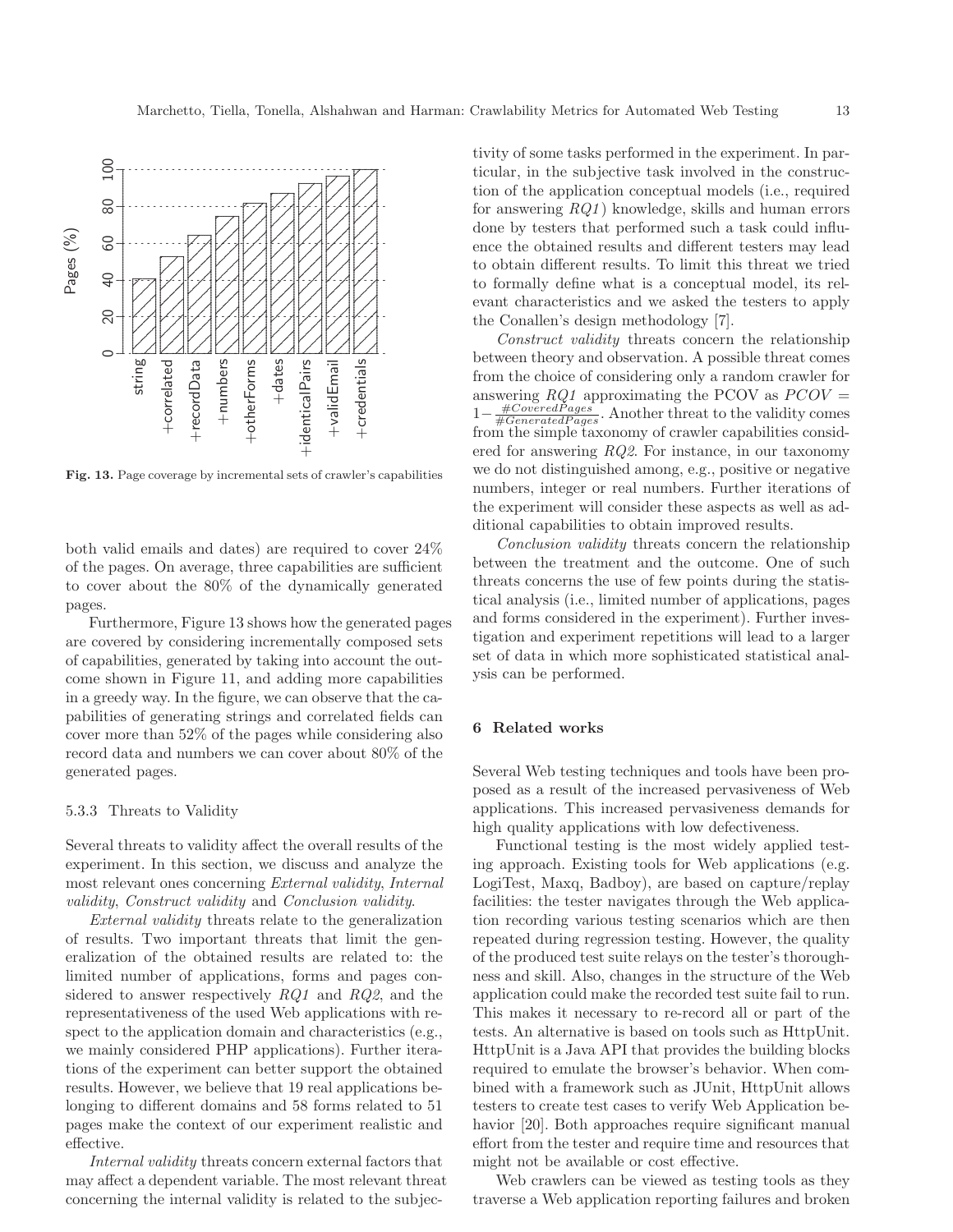Pages (%)

0 20 40 60 80 100

string

+correlated

+recordData

+numbers

+otherForms

+dates

+identicalPairs

+validEmail

+credentials

**Fig. 13.** Page coverage by incremental sets of crawler's capabilities

both valid emails and dates) are required to cover 24% of the pages. On average, three capabilities are sufficient to cover about the 80% of the dynamically generated pages.

Furthermore, Figure 13 shows how the generated pages are covered by considering incrementally composed sets of capabilities, generated by taking into account the outcome shown in Figure 11, and adding more capabilities in a greedy way. In the figure, we can observe that the capabilities of generating strings and correlated fields can cover more than 52% of the pages while considering also record data and numbers we can cover about 80% of the generated pages.

#### 5.3.3 Threats to Validity

Several threats to validity affect the overall results of the experiment. In this section, we discuss and analyze the most relevant ones concerning *External validity*, *Internal validity*, *Construct validity* and *Conclusion validity*.

*External validity* threats relate to the generalization of results. Two important threats that limit the generalization of the obtained results are related to: the limited number of applications, forms and pages considered to answer respectively *RQ1* and *RQ2*, and the representativeness of the used Web applications with respect to the application domain and characteristics (e.g., we mainly considered PHP applications). Further iterations of the experiment can better support the obtained results. However, we believe that 19 real applications belonging to different domains and 58 forms related to 51 pages make the context of our experiment realistic and effective.

*Internal validity* threats concern external factors that may affect a dependent variable. The most relevant threat concerning the internal validity is related to the subjectivity of some tasks performed in the experiment. In particular, in the subjective task involved in the construction of the application conceptual models (i.e., required for answering *RQ1*) knowledge, skills and human errors done by testers that performed such a task could influence the obtained results and different testers may lead to obtain different results. To limit this threat we tried to formally define what is a conceptual model, its relevant characteristics and we asked the testers to apply the Conallen's design methodology [7].

*Construct validity* threats concern the relationship between theory and observation. A possible threat comes from the choice of considering only a random crawler for answering *RQ1* approximating the PCOV as $PCOV = 1 - \frac{\#CoveredPages}{\#GeneratedPages}$. Another threat to the validity comes from the simple taxonomy of crawler capabilities considered for answering *RQ2*. For instance, in our taxonomy we do not distinguished among, e.g., positive or negative numbers, integer or real numbers. Further iterations of the experiment will consider these aspects as well as additional capabilities to obtain improved results.

*Conclusion validity* threats concern the relationship between the treatment and the outcome. One of such threats concerns the use of few points during the statistical analysis (i.e., limited number of applications, pages and forms considered in the experiment). Further investigation and experiment repetitions will lead to a larger set of data in which more sophisticated statistical analysis can be performed.

## 6 Related works

Several Web testing techniques and tools have been proposed as a result of the increased pervasiveness of Web applications. This increased pervasiveness demands for high quality applications with low defectiveness.

Functional testing is the most widely applied testing approach. Existing tools for Web applications (e.g. LogiTest, Maxq, Badboy), are based on capture/replay facilities: the tester navigates through the Web application recording various testing scenarios which are then repeated during regression testing. However, the quality of the produced test suite relays on the tester's thoroughness and skill. Also, changes in the structure of the Web application could make the recorded test suite fail to run. This makes it necessary to re-record all or part of the tests. An alternative is based on tools such as HttpUnit. HttpUnit is a Java API that provides the building blocks required to emulate the browser's behavior. When combined with a framework such as JUnit, HttpUnit allows testers to create test cases to verify Web Application behavior [20]. Both approaches require significant manual effort from the tester and require time and resources that might not be available or cost effective.

Web crawlers can be viewed as testing tools as they traverse a Web application reporting failures and broken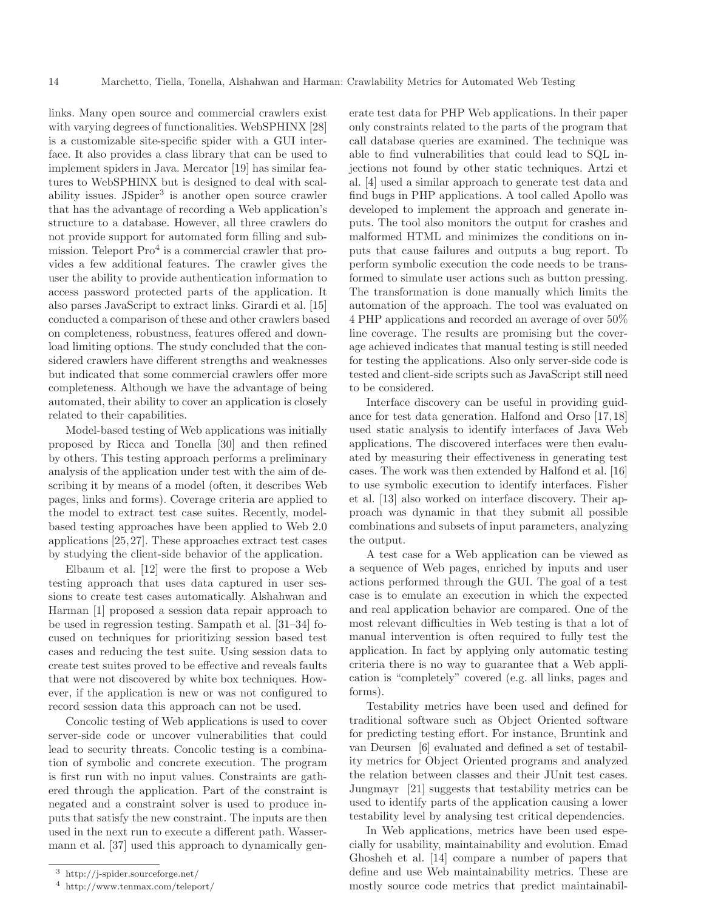links. Many open source and commercial crawlers exist with varying degrees of functionalities. WebSPHINX [28] is a customizable site-specific spider with a GUI interface. It also provides a class library that can be used to implement spiders in Java. Mercator [19] has similar features to WebSPHINX but is designed to deal with scalability issues. JSpider[3] is another open source crawler that has the advantage of recording a Web application's structure to a database. However, all three crawlers do not provide support for automated form filling and submission. Teleport Pro[4] is a commercial crawler that provides a few additional features. The crawler gives the user the ability to provide authentication information to access password protected parts of the application. It also parses JavaScript to extract links. Girardi et al. [15] conducted a comparison of these and other crawlers based on completeness, robustness, features offered and download limiting options. The study concluded that the considered crawlers have different strengths and weaknesses but indicated that some commercial crawlers offer more completeness. Although we have the advantage of being automated, their ability to cover an application is closely related to their capabilities.

Model-based testing of Web applications was initially proposed by Ricca and Tonella [30] and then refined by others. This testing approach performs a preliminary analysis of the application under test with the aim of describing it by means of a model (often, it describes Web pages, links and forms). Coverage criteria are applied to the model to extract test case suites. Recently, model-based testing approaches have been applied to Web 2.0 applications [25,27]. These approaches extract test cases by studying the client-side behavior of the application.

Elbaum et al. [12] were the first to propose a Web testing approach that uses data captured in user sessions to create test cases automatically. Alshahwan and Harman [1] proposed a session data repair approach to be used in regression testing. Sampath et al. [31–34] focused on techniques for prioritizing session based test cases and reducing the test suite. Using session data to create test suites proved to be effective and reveals faults that were not discovered by white box techniques. However, if the application is new or was not configured to record session data this approach can not be used.

Concolic testing of Web applications is used to cover server-side code or uncover vulnerabilities that could lead to security threats. Concolic testing is a combination of symbolic and concrete execution. The program is first run with no input values. Constraints are gathered through the application. Part of the constraint is negated and a constraint solver is used to produce inputs that satisfy the new constraint. The inputs are then used in the next run to execute a different path. Wassermann et al. [37] used this approach to dynamically generate test data for PHP Web applications. In their paper only constraints related to the parts of the program that call database queries are examined. The technique was able to find vulnerabilities that could lead to SQL injections not found by other static techniques. Artzi et al. [4] used a similar approach to generate test data and find bugs in PHP applications. A tool called Apollo was developed to implement the approach and generate inputs. The tool also monitors the output for crashes and malformed HTML and minimizes the conditions on inputs that cause failures and outputs a bug report. To perform symbolic execution the code needs to be transformed to simulate user actions such as button pressing. The transformation is done manually which limits the automation of the approach. The tool was evaluated on 4 PHP applications and recorded an average of over 50% line coverage. The results are promising but the coverage achieved indicates that manual testing is still needed for testing the applications. Also only server-side code is tested and client-side scripts such as JavaScript still need to be considered.

Interface discovery can be useful in providing guidance for test data generation. Halfond and Orso [17,18] used static analysis to identify interfaces of Java Web applications. The discovered interfaces were then evaluated by measuring their effectiveness in generating test cases. The work was then extended by Halfond et al. [16] to use symbolic execution to identify interfaces. Fisher et al. [13] also worked on interface discovery. Their approach was dynamic in that they submit all possible combinations and subsets of input parameters, analyzing the output.

A test case for a Web application can be viewed as a sequence of Web pages, enriched by inputs and user actions performed through the GUI. The goal of a test case is to emulate an execution in which the expected and real application behavior are compared. One of the most relevant difficulties in Web testing is that a lot of manual intervention is often required to fully test the application. In fact by applying only automatic testing criteria there is no way to guarantee that a Web application is "completely" covered (e.g. all links, pages and forms).

Testability metrics have been used and defined for traditional software such as Object Oriented software for predicting testing effort. For instance, Bruntink and van Deursen [6] evaluated and defined a set of testability metrics for Object Oriented programs and analyzed the relation between classes and their JUnit test cases. Jungmayr [21] suggests that testability metrics can be used to identify parts of the application causing a lower testability level by analysing test critical dependencies.

In Web applications, metrics have been used especially for usability, maintainability and evolution. Emad Ghosheh et al. [14] compare a number of papers that define and use Web maintainability metrics. These are mostly source code metrics that predict maintainabil-

[3] http://j-spider.sourceforge.net/

[4] http://www.tenmax.com/teleport/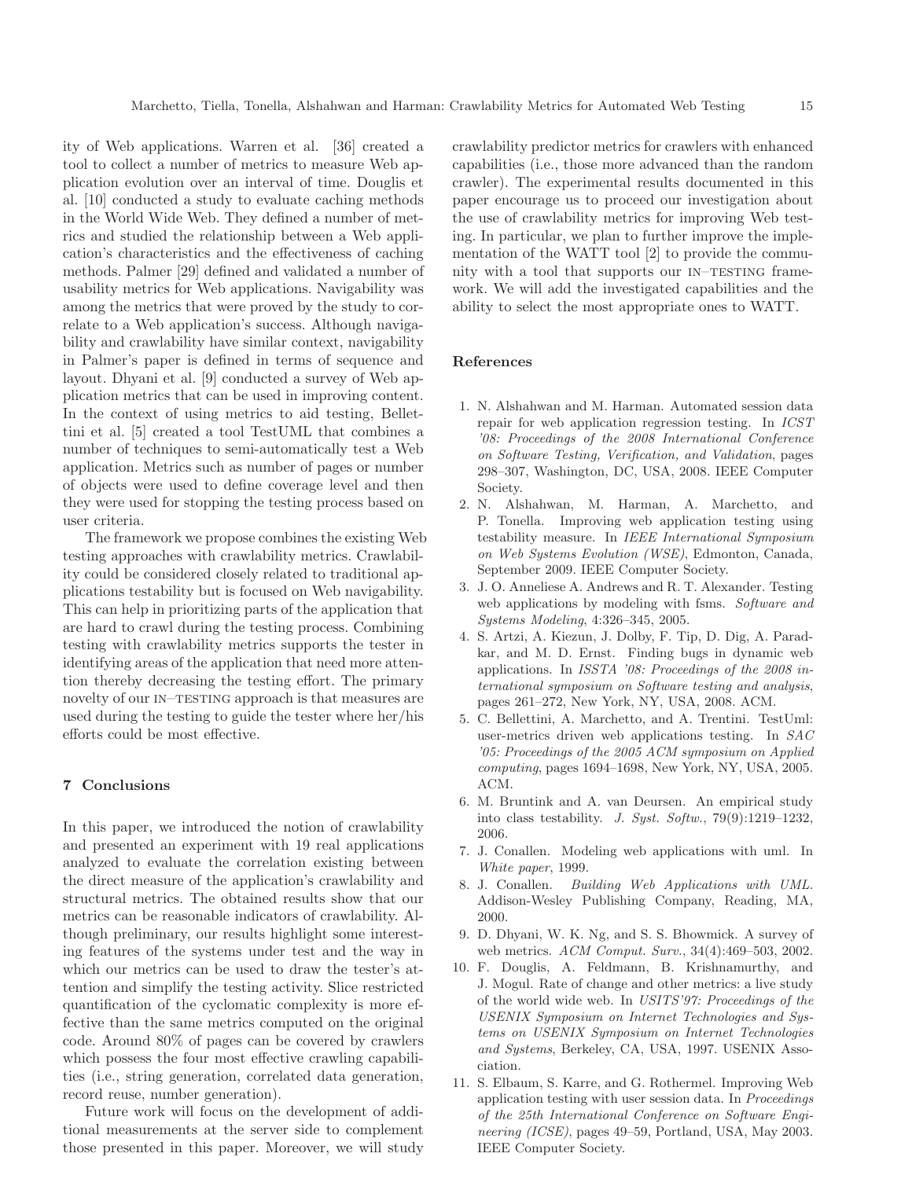ity of Web applications. Warren et al. [36] created a tool to collect a number of metrics to measure Web application evolution over an interval of time. Douglis et al. [10] conducted a study to evaluate caching methods in the World Wide Web. They defined a number of metrics and studied the relationship between a Web application's characteristics and the effectiveness of caching methods. Palmer [29] defined and validated a number of usability metrics for Web applications. Navigability was among the metrics that were proved by the study to correlate to a Web application's success. Although navigability and crawlability have similar context, navigability in Palmer's paper is defined in terms of sequence and layout. Dhyani et al. [9] conducted a survey of Web application metrics that can be used in improving content. In the context of using metrics to aid testing, Bellettini et al. [5] created a tool TestUML that combines a number of techniques to semi-automatically test a Web application. Metrics such as number of pages or number of objects were used to define coverage level and then they were used for stopping the testing process based on user criteria.

The framework we propose combines the existing Web testing approaches with crawlability metrics. Crawlability could be considered closely related to traditional applications testability but is focused on Web navigability. This can help in prioritizing parts of the application that are hard to crawl during the testing process. Combining testing with crawlability metrics supports the tester in identifying areas of the application that need more attention thereby decreasing the testing effort. The primary novelty of our IN–TESTING approach is that measures are used during the testing to guide the tester where her/his efforts could be most effective.

## 7 Conclusions

In this paper, we introduced the notion of crawlability and presented an experiment with 19 real applications analyzed to evaluate the correlation existing between the direct measure of the application's crawlability and structural metrics. The obtained results show that our metrics can be reasonable indicators of crawlability. Although preliminary, our results highlight some interesting features of the systems under test and the way in which our metrics can be used to draw the tester's attention and simplify the testing activity. Slice restricted quantification of the cyclomatic complexity is more effective than the same metrics computed on the original code. Around 80% of pages can be covered by crawlers which possess the four most effective crawling capabilities (i.e., string generation, correlated data generation, record reuse, number generation).

Future work will focus on the development of additional measurements at the server side to complement those presented in this paper. Moreover, we will study crawlability predictor metrics for crawlers with enhanced capabilities (i.e., those more advanced than the random crawler). The experimental results documented in this paper encourage us to proceed our investigation about the use of crawlability metrics for improving Web testing. In particular, we plan to further improve the implementation of the WATT tool [2] to provide the community with a tool that supports our IN–TESTING framework. We will add the investigated capabilities and the ability to select the most appropriate ones to WATT.

## References

1. N. Alshahwan and M. Harman. Automated session data repair for web application regression testing. In *ICST '08: Proceedings of the 2008 International Conference on Software Testing, Verification, and Validation*, pages 298–307, Washington, DC, USA, 2008. IEEE Computer Society.
2. N. Alshahwan, M. Harman, A. Marchetto, and P. Tonella. Improving web application testing using testability measure. In *IEEE International Symposium on Web Systems Evolution (WSE)*, Edmonton, Canada, September 2009. IEEE Computer Society.
3. J. O. Anneliese A. Andrews and R. T. Alexander. Testing web applications by modeling with fsms. *Software and Systems Modeling*, 4:326–345, 2005.
4. S. Artzi, A. Kiezun, J. Dolby, F. Tip, D. Dig, A. Paradkar, and M. D. Ernst. Finding bugs in dynamic web applications. In *ISSTA '08: Proceedings of the 2008 international symposium on Software testing and analysis*, pages 261–272, New York, NY, USA, 2008. ACM.
5. C. Bellettini, A. Marchetto, and A. Trentini. TestUml: user-metrics driven web applications testing. In *SAC '05: Proceedings of the 2005 ACM symposium on Applied computing*, pages 1694–1698, New York, NY, USA, 2005. ACM.
6. M. Bruntink and A. van Deursen. An empirical study into class testability. *J. Syst. Softw.*, 79(9):1219–1232, 2006.
7. J. Conallen. Modeling web applications with uml. In *White paper*, 1999.
8. J. Conallen. *Building Web Applications with UML*. Addison-Wesley Publishing Company, Reading, MA, 2000.
9. D. Dhyani, W. K. Ng, and S. S. Bhowmick. A survey of web metrics. *ACM Comput. Surv.*, 34(4):469–503, 2002.
10. F. Douglis, A. Feldmann, B. Krishnamurthy, and J. Mogul. Rate of change and other metrics: a live study of the world wide web. In *USITS'97: Proceedings of the USENIX Symposium on Internet Technologies and Systems on USENIX Symposium on Internet Technologies and Systems*, Berkeley, CA, USA, 1997. USENIX Association.
11. S. Elbaum, S. Karre, and G. Rothermel. Improving Web application testing with user session data. In *Proceedings of the 25th International Conference on Software Engineering (ICSE)*, pages 49–59, Portland, USA, May 2003. IEEE Computer Society.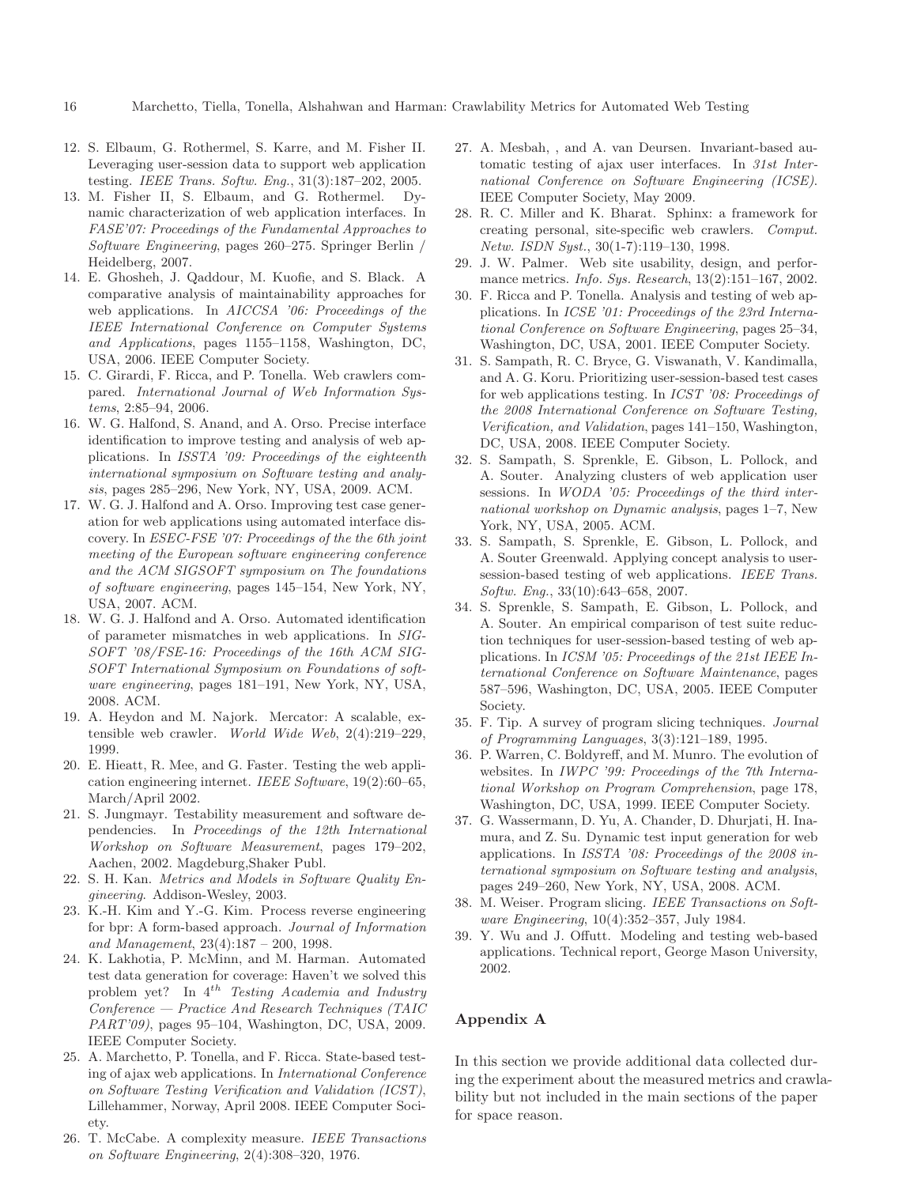12. S. Elbaum, G. Rothermel, S. Karre, and M. Fisher II. Leveraging user-session data to support web application testing. *IEEE Trans. Softw. Eng.*, 31(3):187–202, 2005.
13. M. Fisher II, S. Elbaum, and G. Rothermel. Dynamic characterization of web application interfaces. In *FASE'07: Proceedings of the Fundamental Approaches to Software Engineering*, pages 260–275. Springer Berlin / Heidelberg, 2007.
14. E. Ghosheh, J. Qaddour, M. Kuofie, and S. Black. A comparative analysis of maintainability approaches for web applications. In *AICCSA '06: Proceedings of the IEEE International Conference on Computer Systems and Applications*, pages 1155–1158, Washington, DC, USA, 2006. IEEE Computer Society.
15. C. Girardi, F. Ricca, and P. Tonella. Web crawlers compared. *International Journal of Web Information Systems*, 2:85–94, 2006.
16. W. G. Halfond, S. Anand, and A. Orso. Precise interface identification to improve testing and analysis of web applications. In *ISSTA '09: Proceedings of the eighteenth international symposium on Software testing and analysis*, pages 285–296, New York, NY, USA, 2009. ACM.
17. W. G. J. Halfond and A. Orso. Improving test case generation for web applications using automated interface discovery. In *ESEC-FSE '07: Proceedings of the the 6th joint meeting of the European software engineering conference and the ACM SIGSOFT symposium on The foundations of software engineering*, pages 145–154, New York, NY, USA, 2007. ACM.
18. W. G. J. Halfond and A. Orso. Automated identification of parameter mismatches in web applications. In *SIGSOFT '08/FSE-16: Proceedings of the 16th ACM SIGSOFT International Symposium on Foundations of software engineering*, pages 181–191, New York, NY, USA, 2008. ACM.
19. A. Heydon and M. Najork. Mercator: A scalable, extensible web crawler. *World Wide Web*, 2(4):219–229, 1999.
20. E. Hieatt, R. Mee, and G. Faster. Testing the web application engineering internet. *IEEE Software*, 19(2):60–65, March/April 2002.
21. S. Jungmayr. Testability measurement and software dependencies. In *Proceedings of the 12th International Workshop on Software Measurement*, pages 179–202, Aachen, 2002. Magdeburg,Shaker Publ.
22. S. H. Kan. *Metrics and Models in Software Quality Engineering*. Addison-Wesley, 2003.
23. K.-H. Kim and Y.-G. Kim. Process reverse engineering for bpr: A form-based approach. *Journal of Information and Management*, 23(4):187 – 200, 1998.
24. K. Lakhotia, P. McMinn, and M. Harman. Automated test data generation for coverage: Haven't we solved this problem yet? In *$4^{th}$ Testing Academia and Industry Conference — Practice And Research Techniques (TAIC PART'09)*, pages 95–104, Washington, DC, USA, 2009. IEEE Computer Society.
25. A. Marchetto, P. Tonella, and F. Ricca. State-based testing of ajax web applications. In *International Conference on Software Testing Verification and Validation (ICST)*, Lillehammer, Norway, April 2008. IEEE Computer Society.
26. T. McCabe. A complexity measure. *IEEE Transactions on Software Engineering*, 2(4):308–320, 1976.
27. A. Mesbah, , and A. van Deursen. Invariant-based automatic testing of ajax user interfaces. In *31st International Conference on Software Engineering (ICSE)*. IEEE Computer Society, May 2009.
28. R. C. Miller and K. Bharat. Sphinx: a framework for creating personal, site-specific web crawlers. *Comput. Netw. ISDN Syst.*, 30(1-7):119–130, 1998.
29. J. W. Palmer. Web site usability, design, and performance metrics. *Info. Sys. Research*, 13(2):151–167, 2002.
30. F. Ricca and P. Tonella. Analysis and testing of web applications. In *ICSE '01: Proceedings of the 23rd International Conference on Software Engineering*, pages 25–34, Washington, DC, USA, 2001. IEEE Computer Society.
31. S. Sampath, R. C. Bryce, G. Viswanath, V. Kandimalla, and A. G. Koru. Prioritizing user-session-based test cases for web applications testing. In *ICST '08: Proceedings of the 2008 International Conference on Software Testing, Verification, and Validation*, pages 141–150, Washington, DC, USA, 2008. IEEE Computer Society.
32. S. Sampath, S. Sprenkle, E. Gibson, L. Pollock, and A. Souter. Analyzing clusters of web application user sessions. In *WODA '05: Proceedings of the third international workshop on Dynamic analysis*, pages 1–7, New York, NY, USA, 2005. ACM.
33. S. Sampath, S. Sprenkle, E. Gibson, L. Pollock, and A. Souter Greenwald. Applying concept analysis to user-session-based testing of web applications. *IEEE Trans. Softw. Eng.*, 33(10):643–658, 2007.
34. S. Sprenkle, S. Sampath, E. Gibson, L. Pollock, and A. Souter. An empirical comparison of test suite reduction techniques for user-session-based testing of web applications. In *ICSM '05: Proceedings of the 21st IEEE International Conference on Software Maintenance*, pages 587–596, Washington, DC, USA, 2005. IEEE Computer Society.
35. F. Tip. A survey of program slicing techniques. *Journal of Programming Languages*, 3(3):121–189, 1995.
36. P. Warren, C. Boldyreff, and M. Munro. The evolution of websites. In *IWPC '99: Proceedings of the 7th International Workshop on Program Comprehension*, page 178, Washington, DC, USA, 1999. IEEE Computer Society.
37. G. Wassermann, D. Yu, A. Chander, D. Dhurjati, H. Inamura, and Z. Su. Dynamic test input generation for web applications. In *ISSTA '08: Proceedings of the 2008 international symposium on Software testing and analysis*, pages 249–260, New York, NY, USA, 2008. ACM.
38. M. Weiser. Program slicing. *IEEE Transactions on Software Engineering*, 10(4):352–357, July 1984.
39. Y. Wu and J. Offutt. Modeling and testing web-based applications. Technical report, George Mason University, 2002.

## Appendix A

In this section we provide additional data collected during the experiment about the measured metrics and crawlability but not included in the main sections of the paper for space reason.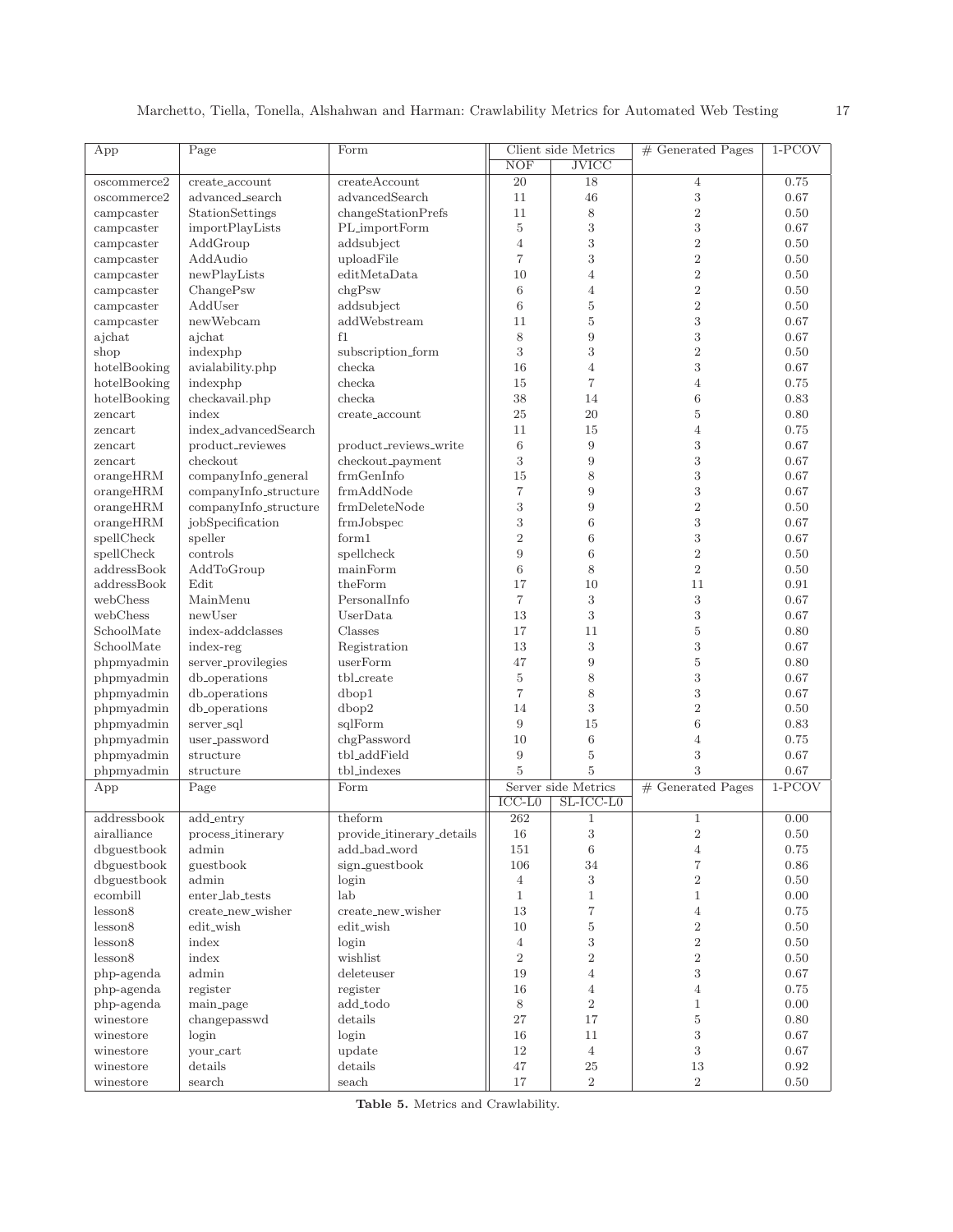| App | Page | Form | Client side Metrics | | # Generated Pages | 1-PCOV |
|---|---|---|---|---|---|---|
| | | | NOF | JVICC | | |
| oscommerce2 | create_account | createAccount | 20 | 18 | 4 | 0.75 |
| oscommerce2 | advanced_search | advancedSearch | 11 | 46 | 3 | 0.67 |
| campcaster | StationSettings | changeStationPrefs | 11 | 8 | 2 | 0.50 |
| campcaster | importPlayLists | PL_importForm | 5 | 3 | 3 | 0.67 |
| campcaster | AddGroup | addsubject | 4 | 3 | 2 | 0.50 |
| campcaster | AddAudio | uploadFile | 7 | 3 | 2 | 0.50 |
| campcaster | newPlayLists | editMetaData | 10 | 4 | 2 | 0.50 |
| campcaster | ChangePsw | chgPsw | 6 | 4 | 2 | 0.50 |
| campcaster | AddUser | addsubject | 6 | 5 | 2 | 0.50 |
| campcaster | newWebcam | addWebstream | 11 | 5 | 3 | 0.67 |
| ajchat | ajchat | f1 | 8 | 9 | 3 | 0.67 |
| shop | indexphp | subscription_form | 3 | 3 | 2 | 0.50 |
| hotelBooking | avialability.php | checka | 16 | 4 | 3 | 0.67 |
| hotelBooking | indexphp | checka | 15 | 7 | 4 | 0.75 |
| hotelBooking | checkavail.php | checka | 38 | 14 | 6 | 0.83 |
| zencart | index | create_account | 25 | 20 | 5 | 0.80 |
| zencart | index_advancedSearch | | 11 | 15 | 4 | 0.75 |
| zencart | product_reviewes | product_reviews_write | 6 | 9 | 3 | 0.67 |
| zencart | checkout | checkout_payment | 3 | 9 | 3 | 0.67 |
| orangeHRM | companyInfo_general | frmGenInfo | 15 | 8 | 3 | 0.67 |
| orangeHRM | companyInfo_structure | frmAddNode | 7 | 9 | 3 | 0.67 |
| orangeHRM | companyInfo_structure | frmDeleteNode | 3 | 9 | 2 | 0.50 |
| orangeHRM | jobSpecification | frmJobspec | 3 | 6 | 3 | 0.67 |
| spellCheck | speller | form1 | 2 | 6 | 3 | 0.67 |
| spellCheck | controls | spellcheck | 9 | 6 | 2 | 0.50 |
| addressBook | AddToGroup | mainForm | 6 | 8 | 2 | 0.50 |
| addressBook | Edit | theForm | 17 | 10 | 11 | 0.91 |
| webChess | MainMenu | PersonalInfo | 7 | 3 | 3 | 0.67 |
| webChess | newUser | UserData | 13 | 3 | 3 | 0.67 |
| SchoolMate | index-addclasses | Classes | 17 | 11 | 5 | 0.80 |
| SchoolMate | index-reg | Registration | 13 | 3 | 3 | 0.67 |
| phpmyadmin | server_provilegies | userForm | 47 | 9 | 5 | 0.80 |
| phpmyadmin | db_operations | tbl_create | 5 | 8 | 3 | 0.67 |
| phpmyadmin | db_operations | dbop1 | 7 | 8 | 3 | 0.67 |
| phpmyadmin | db_operations | dbop2 | 14 | 3 | 2 | 0.50 |
| phpmyadmin | server_sql | sqlForm | 9 | 15 | 6 | 0.83 |
| phpmyadmin | user_password | chgPassword | 10 | 6 | 4 | 0.75 |
| phpmyadmin | structure | tbl_addField | 9 | 5 | 3 | 0.67 |
| phpmyadmin | structure | tbl_indexes | 5 | 5 | 3 | 0.67 |
| App | Page | Form | Server side Metrics | | # Generated Pages | 1-PCOV |
| | | | ICC-L0 | SL-ICC-L0 | | |
| addressbook | add_entry | theform | 262 | 1 | 1 | 0.00 |
| airalliance | process_itinerary | provide_itinerary_details | 16 | 3 | 2 | 0.50 |
| dbguestbook | admin | add_bad_word | 151 | 6 | 4 | 0.75 |
| dbguestbook | guestbook | sign_guestbook | 106 | 34 | 7 | 0.86 |
| dbguestbook | admin | login | 4 | 3 | 2 | 0.50 |
| ecombill | enter_lab_tests | lab | 1 | 1 | 1 | 0.00 |
| lesson8 | create_new_wisher | create_new_wisher | 13 | 7 | 4 | 0.75 |
| lesson8 | edit_wish | edit_wish | 10 | 5 | 2 | 0.50 |
| lesson8 | index | login | 4 | 3 | 2 | 0.50 |
| lesson8 | index | wishlist | 2 | 2 | 2 | 0.50 |
| php-agenda | admin | deleteuser | 19 | 4 | 3 | 0.67 |
| php-agenda | register | register | 16 | 4 | 4 | 0.75 |
| php-agenda | main_page | add_todo | 8 | 2 | 1 | 0.00 |
| winestore | changepasswd | details | 27 | 17 | 5 | 0.80 |
| winestore | login | login | 16 | 11 | 3 | 0.67 |
| winestore | your_cart | update | 12 | 4 | 3 | 0.67 |
| winestore | details | details | 47 | 25 | 13 | 0.92 |
| winestore | search | seach | 17 | 2 | 2 | 0.50 |

**Table 5.** Metrics and Crawlability.